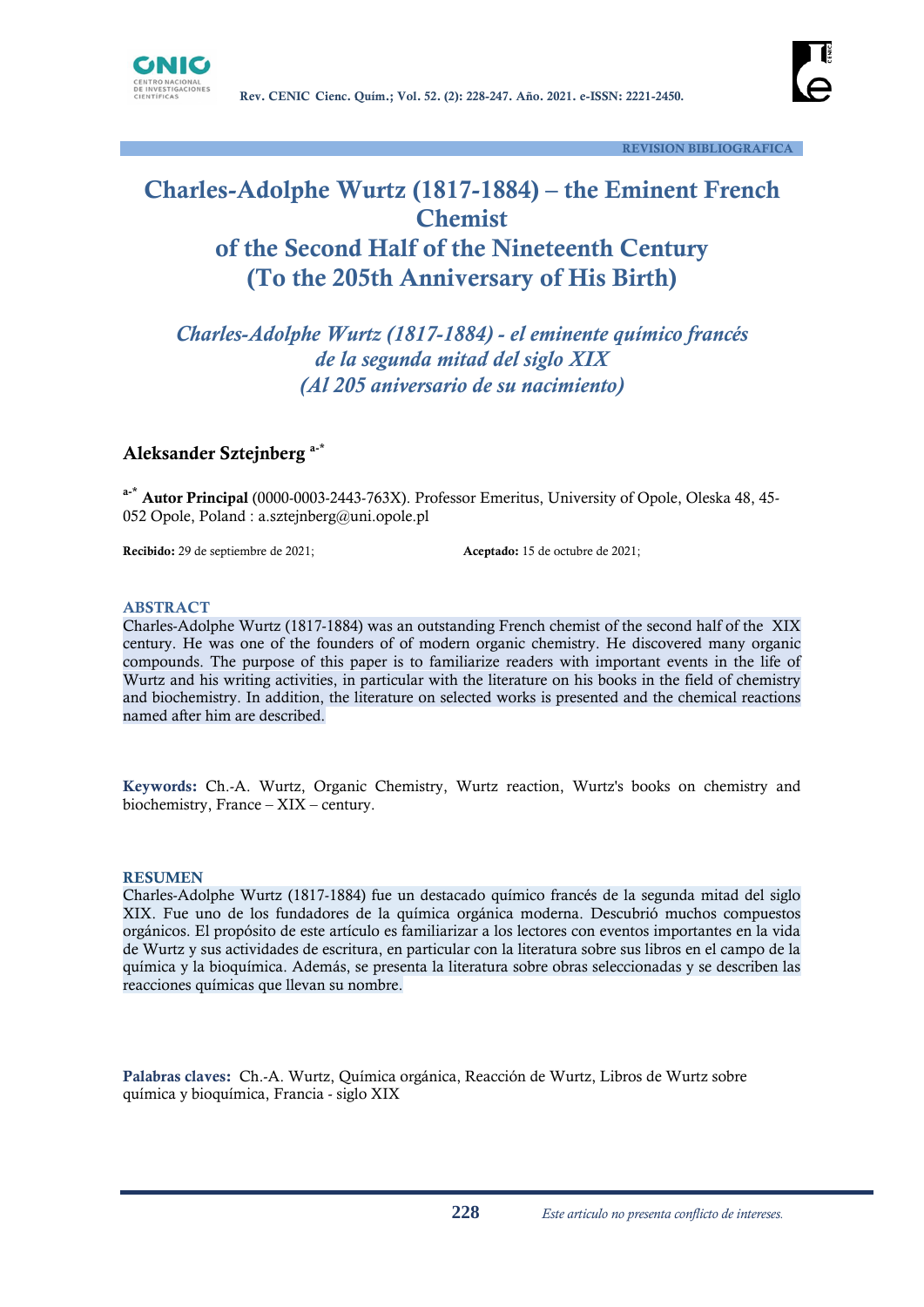REVISION BIBLIOGRAFICA

# Charles-Adolphe Wurtz (1817-1884) – the Eminent French Chemist of the Second Half of the Nineteenth Century (To the 205th Anniversary of His Birth)

## *Charles-Adolphe Wurtz (1817-1884) - el eminente químico francés de la segunda mitad del siglo XIX (Al 205 aniversario de su nacimiento)*

**Aleksander Sztejnberg** [a-*]

[a-*] **Autor Principal** (0000-0003-2443-763X). Professor Emeritus, University of Opole, Oleska 48, 45-052 Opole, Poland : a.sztejnberg@uni.opole.pl

**Recibido:** 29 de septiembre de 2021; **Aceptado:** 15 de octubre de 2021;

### ABSTRACT

Charles-Adolphe Wurtz (1817-1884) was an outstanding French chemist of the second half of the XIX century. He was one of the founders of of modern organic chemistry. He discovered many organic compounds. The purpose of this paper is to familiarize readers with important events in the life of Wurtz and his writing activities, in particular with the literature on his books in the field of chemistry and biochemistry. In addition, the literature on selected works is presented and the chemical reactions named after him are described.

**Keywords:** Ch.-A. Wurtz, Organic Chemistry, Wurtz reaction, Wurtz's books on chemistry and biochemistry, France – XIX – century.

### RESUMEN

Charles-Adolphe Wurtz (1817-1884) fue un destacado químico francés de la segunda mitad del siglo XIX. Fue uno de los fundadores de la química orgánica moderna. Descubrió muchos compuestos orgánicos. El propósito de este artículo es familiarizar a los lectores con eventos importantes en la vida de Wurtz y sus actividades de escritura, en particular con la literatura sobre sus libros en el campo de la química y la bioquímica. Además, se presenta la literatura sobre obras seleccionadas y se describen las reacciones químicas que llevan su nombre.

**Palabras claves:** Ch.-A. Wurtz, Química orgánica, Reacción de Wurtz, Libros de Wurtz sobre química y bioquímica, Francia - siglo XIX

*Este artículo no presenta conflicto de intereses.*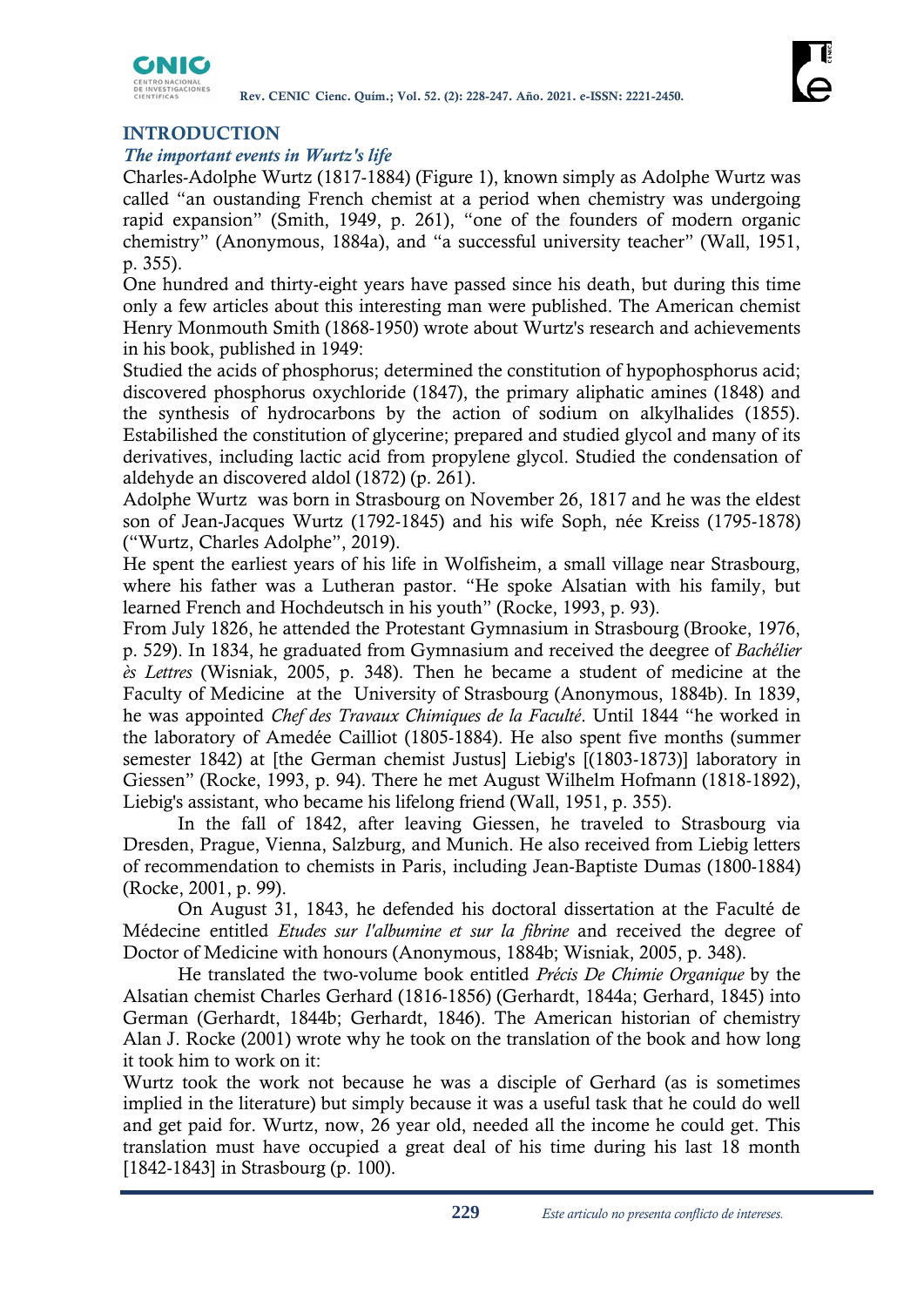## INTRODUCTION

### *The important events in Wurtz's life*

Charles-Adolphe Wurtz (1817-1884) (Figure 1), known simply as Adolphe Wurtz was called "an oustanding French chemist at a period when chemistry was undergoing rapid expansion" (Smith, 1949, p. 261), "one of the founders of modern organic chemistry" (Anonymous, 1884a), and "a successful university teacher" (Wall, 1951, p. 355).

One hundred and thirty-eight years have passed since his death, but during this time only a few articles about this interesting man were published. The American chemist Henry Monmouth Smith (1868-1950) wrote about Wurtz's research and achievements in his book, published in 1949:

Studied the acids of phosphorus; determined the constitution of hypophosphorus acid; discovered phosphorus oxychloride (1847), the primary aliphatic amines (1848) and the synthesis of hydrocarbons by the action of sodium on alkylhalides (1855). Estabilished the constitution of glycerine; prepared and studied glycol and many of its derivatives, including lactic acid from propylene glycol. Studied the condensation of aldehyde an discovered aldol (1872) (p. 261).

Adolphe Wurtz was born in Strasbourg on November 26, 1817 and he was the eldest son of Jean-Jacques Wurtz (1792-1845) and his wife Soph, née Kreiss (1795-1878) ("Wurtz, Charles Adolphe", 2019).

He spent the earliest years of his life in Wolfisheim, a small village near Strasbourg, where his father was a Lutheran pastor. "He spoke Alsatian with his family, but learned French and Hochdeutsch in his youth" (Rocke, 1993, p. 93).

From July 1826, he attended the Protestant Gymnasium in Strasbourg (Brooke, 1976, p. 529). In 1834, he graduated from Gymnasium and received the deegree of *Bachélier ès Lettres* (Wisniak, 2005, p. 348). Then he became a student of medicine at the Faculty of Medicine at the University of Strasbourg (Anonymous, 1884b). In 1839, he was appointed *Chef des Travaux Chimiques de la Faculté*. Until 1844 "he worked in the laboratory of Amedée Cailliot (1805-1884). He also spent five months (summer semester 1842) at [the German chemist Justus] Liebig's [(1803-1873)] laboratory in Giessen" (Rocke, 1993, p. 94). There he met August Wilhelm Hofmann (1818-1892), Liebig's assistant, who became his lifelong friend (Wall, 1951, p. 355).

In the fall of 1842, after leaving Giessen, he traveled to Strasbourg via Dresden, Prague, Vienna, Salzburg, and Munich. He also received from Liebig letters of recommendation to chemists in Paris, including Jean-Baptiste Dumas (1800-1884) (Rocke, 2001, p. 99).

On August 31, 1843, he defended his doctoral dissertation at the Faculté de Médecine entitled *Etudes sur l'albumine et sur la fibrine* and received the degree of Doctor of Medicine with honours (Anonymous, 1884b; Wisniak, 2005, p. 348).

He translated the two-volume book entitled *Précis De Chimie Organique* by the Alsatian chemist Charles Gerhard (1816-1856) (Gerhardt, 1844a; Gerhard, 1845) into German (Gerhardt, 1844b; Gerhardt, 1846). The American historian of chemistry Alan J. Rocke (2001) wrote why he took on the translation of the book and how long it took him to work on it:

Wurtz took the work not because he was a disciple of Gerhard (as is sometimes implied in the literature) but simply because it was a useful task that he could do well and get paid for. Wurtz, now, 26 year old, needed all the income he could get. This translation must have occupied a great deal of his time during his last 18 month [1842-1843] in Strasbourg (p. 100).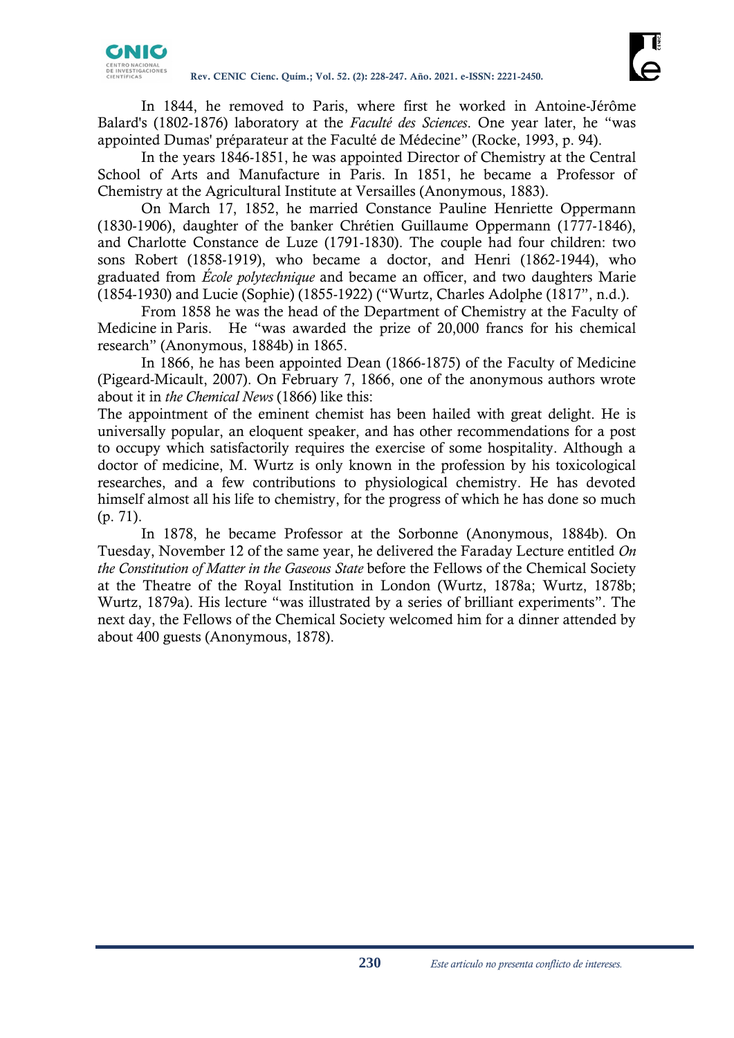In 1844, he removed to Paris, where first he worked in Antoine-Jérôme Balard's (1802-1876) laboratory at the *Faculté des Sciences*. One year later, he "was appointed Dumas' préparateur at the Faculté de Médecine" (Rocke, 1993, p. 94).

In the years 1846-1851, he was appointed Director of Chemistry at the Central School of Arts and Manufacture in Paris. In 1851, he became a Professor of Chemistry at the Agricultural Institute at Versailles (Anonymous, 1883).

On March 17, 1852, he married Constance Pauline Henriette Oppermann (1830-1906), daughter of the banker Chrétien Guillaume Oppermann (1777-1846), and Charlotte Constance de Luze (1791-1830). The couple had four children: two sons Robert (1858-1919), who became a doctor, and Henri (1862-1944), who graduated from *École polytechnique* and became an officer, and two daughters Marie (1854-1930) and Lucie (Sophie) (1855-1922) ("Wurtz, Charles Adolphe (1817", n.d.).

From 1858 he was the head of the Department of Chemistry at the Faculty of Medicine in Paris. He "was awarded the prize of 20,000 francs for his chemical research" (Anonymous, 1884b) in 1865.

In 1866, he has been appointed Dean (1866-1875) of the Faculty of Medicine (Pigeard-Micault, 2007). On February 7, 1866, one of the anonymous authors wrote about it in *the Chemical News* (1866) like this:

The appointment of the eminent chemist has been hailed with great delight. He is universally popular, an eloquent speaker, and has other recommendations for a post to occupy which satisfactorily requires the exercise of some hospitality. Although a doctor of medicine, M. Wurtz is only known in the profession by his toxicological researches, and a few contributions to physiological chemistry. He has devoted himself almost all his life to chemistry, for the progress of which he has done so much (p. 71).

In 1878, he became Professor at the Sorbonne (Anonymous, 1884b). On Tuesday, November 12 of the same year, he delivered the Faraday Lecture entitled *On the Constitution of Matter in the Gaseous State* before the Fellows of the Chemical Society at the Theatre of the Royal Institution in London (Wurtz, 1878a; Wurtz, 1878b; Wurtz, 1879a). His lecture "was illustrated by a series of brilliant experiments". The next day, the Fellows of the Chemical Society welcomed him for a dinner attended by about 400 guests (Anonymous, 1878).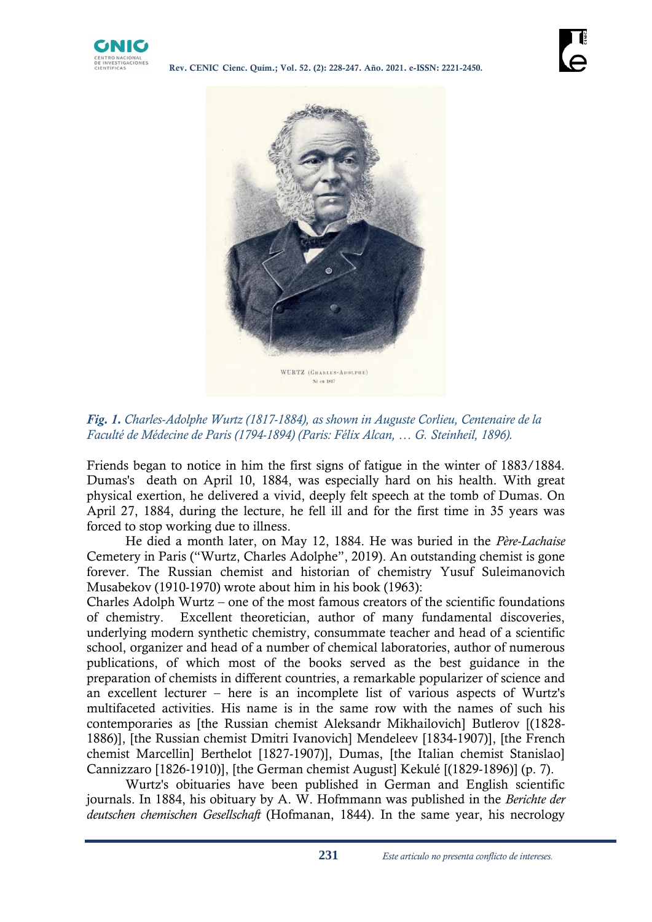*Fig. 1. Charles-Adolphe Wurtz (1817-1884), as shown in Auguste Corlieu, Centenaire de la Faculté de Médecine de Paris (1794-1894) (Paris: Félix Alcan, … G. Steinheil, 1896).*

Friends began to notice in him the first signs of fatigue in the winter of 1883/1884. Dumas's death on April 10, 1884, was especially hard on his health. With great physical exertion, he delivered a vivid, deeply felt speech at the tomb of Dumas. On April 27, 1884, during the lecture, he fell ill and for the first time in 35 years was forced to stop working due to illness.

He died a month later, on May 12, 1884. He was buried in the *Père-Lachaise* Cemetery in Paris ("Wurtz, Charles Adolphe", 2019). An outstanding chemist is gone forever. The Russian chemist and historian of chemistry Yusuf Suleimanovich Musabekov (1910-1970) wrote about him in his book (1963):

Charles Adolph Wurtz – one of the most famous creators of the scientific foundations of chemistry. Excellent theoretician, author of many fundamental discoveries, underlying modern synthetic chemistry, consummate teacher and head of a scientific school, organizer and head of a number of chemical laboratories, author of numerous publications, of which most of the books served as the best guidance in the preparation of chemists in different countries, a remarkable popularizer of science and an excellent lecturer – here is an incomplete list of various aspects of Wurtz's multifaceted activities. His name is in the same row with the names of such his contemporaries as [the Russian chemist Aleksandr Mikhailovich] Butlerov [(1828-1886)], [the Russian chemist Dmitri Ivanovich] Mendeleev [1834-1907)], [the French chemist Marcellin] Berthelot [1827-1907)], Dumas, [the Italian chemist Stanislao] Cannizzaro [1826-1910)], [the German chemist August] Kekulé [(1829-1896)] (p. 7).

Wurtz's obituaries have been published in German and English scientific journals. In 1884, his obituary by A. W. Hofmmann was published in the *Berichte der deutschen chemischen Gesellschaft* (Hofmanan, 1844). In the same year, his necrology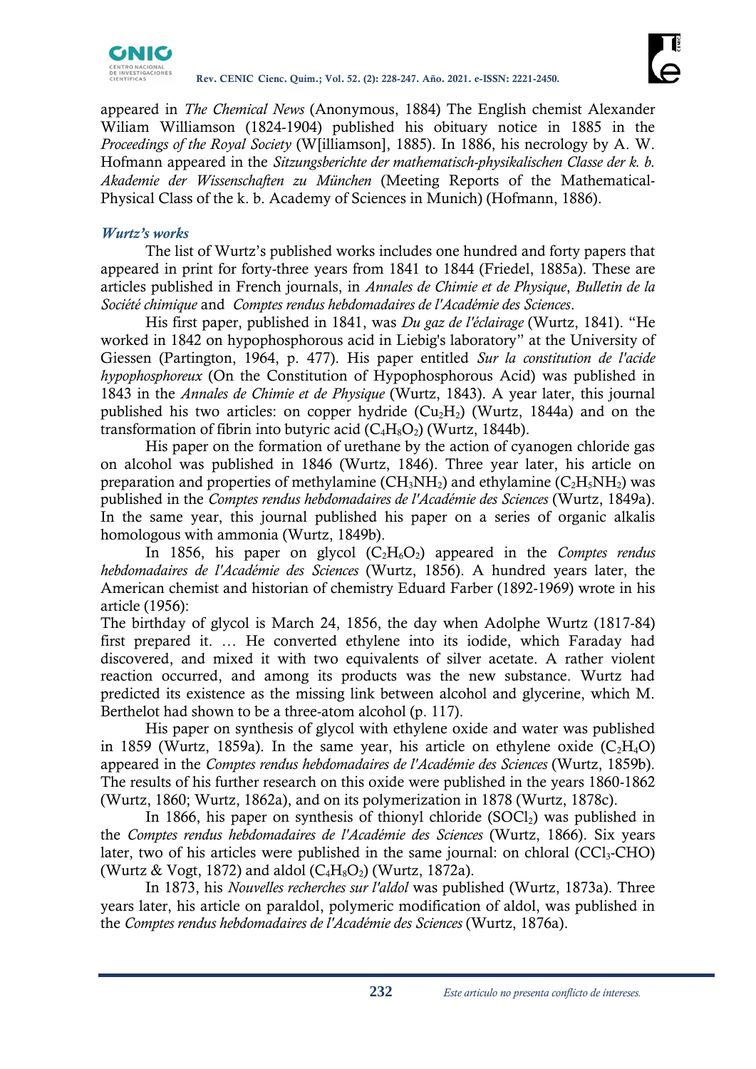appeared in *The Chemical News* (Anonymous, 1884) The English chemist Alexander Wiliam Williamson (1824-1904) published his obituary notice in 1885 in the *Proceedings of the Royal Society* (W[illiamson], 1885). In 1886, his necrology by A. W. Hofmann appeared in the *Sitzungsberichte der mathematisch-physikalischen Classe der k. b. Akademie der Wissenschaften zu München* (Meeting Reports of the Mathematical-Physical Class of the k. b. Academy of Sciences in Munich) (Hofmann, 1886).

### *Wurtz's works*

The list of Wurtz's published works includes one hundred and forty papers that appeared in print for forty-three years from 1841 to 1844 (Friedel, 1885a). These are articles published in French journals, in *Annales de Chimie et de Physique*, *Bulletin de la Société chimique* and *Comptes rendus hebdomadaires de l'Académie des Sciences*.

His first paper, published in 1841, was *Du gaz de l'éclairage* (Wurtz, 1841). "He worked in 1842 on hypophosphorous acid in Liebig's laboratory" at the University of Giessen (Partington, 1964, p. 477). His paper entitled *Sur la constitution de l'acide hypophosphoreux* (On the Constitution of Hypophosphorous Acid) was published in 1843 in the *Annales de Chimie et de Physique* (Wurtz, 1843). A year later, this journal published his two articles: on copper hydride ($Cu_2H_2$) (Wurtz, 1844a) and on the transformation of fibrin into butyric acid ($C_4H_8O_2$) (Wurtz, 1844b).

His paper on the formation of urethane by the action of cyanogen chloride gas on alcohol was published in 1846 (Wurtz, 1846). Three year later, his article on preparation and properties of methylamine ($CH_3NH_2$) and ethylamine ($C_2H_5NH_2$) was published in the *Comptes rendus hebdomadaires de l'Académie des Sciences* (Wurtz, 1849a). In the same year, this journal published his paper on a series of organic alkalis homologous with ammonia (Wurtz, 1849b).

In 1856, his paper on glycol ($C_2H_6O_2$) appeared in the *Comptes rendus hebdomadaires de l'Académie des Sciences* (Wurtz, 1856). A hundred years later, the American chemist and historian of chemistry Eduard Farber (1892-1969) wrote in his article (1956):

The birthday of glycol is March 24, 1856, the day when Adolphe Wurtz (1817-84) first prepared it. … He converted ethylene into its iodide, which Faraday had discovered, and mixed it with two equivalents of silver acetate. A rather violent reaction occurred, and among its products was the new substance. Wurtz had predicted its existence as the missing link between alcohol and glycerine, which M. Berthelot had shown to be a three-atom alcohol (p. 117).

His paper on synthesis of glycol with ethylene oxide and water was published in 1859 (Wurtz, 1859a). In the same year, his article on ethylene oxide ($C_2H_4O$) appeared in the *Comptes rendus hebdomadaires de l'Académie des Sciences* (Wurtz, 1859b). The results of his further research on this oxide were published in the years 1860-1862 (Wurtz, 1860; Wurtz, 1862a), and on its polymerization in 1878 (Wurtz, 1878c).

In 1866, his paper on synthesis of thionyl chloride ($SOCl_2$) was published in the *Comptes rendus hebdomadaires de l'Académie des Sciences* (Wurtz, 1866). Six years later, two of his articles were published in the same journal: on chloral ($CCl_3$-CHO) (Wurtz & Vogt, 1872) and aldol ($C_4H_8O_2$) (Wurtz, 1872a).

In 1873, his *Nouvelles recherches sur l'aldol* was published (Wurtz, 1873a). Three years later, his article on paraldol, polymeric modification of aldol, was published in the *Comptes rendus hebdomadaires de l'Académie des Sciences* (Wurtz, 1876a).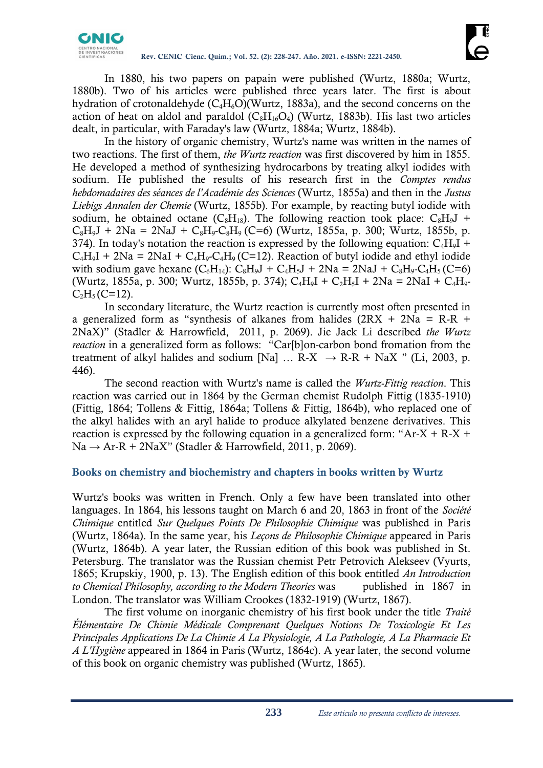In 1880, his two papers on papain were published (Wurtz, 1880a; Wurtz, 1880b). Two of his articles were published three years later. The first is about hydration of crotonaldehyde ($C_4H_6O$)(Wurtz, 1883a), and the second concerns on the action of heat on aldol and paraldol ($C_8H_{16}O_4$) (Wurtz, 1883b). His last two articles dealt, in particular, with Faraday's law (Wurtz, 1884a; Wurtz, 1884b).

In the history of organic chemistry, Wurtz's name was written in the names of two reactions. The first of them, *the Wurtz reaction* was first discovered by him in 1855. He developed a method of synthesizing hydrocarbons by treating alkyl iodides with sodium. He published the results of his research first in the *Comptes rendus hebdomadaires des séances de l'Académie des Sciences* (Wurtz, 1855a) and then in the *Justus Liebigs Annalen der Chemie* (Wurtz, 1855b). For example, by reacting butyl iodide with sodium, he obtained octane ($C_8H_{18}$). The following reaction took place: $C_8H_9J$ + $C_8H_9J$ + 2Na = 2NaJ + $C_8H_9$-$C_8H_9$ (C=6) (Wurtz, 1855a, p. 300; Wurtz, 1855b, p. 374). In today's notation the reaction is expressed by the following equation: $C_4H_9I$ + $C_4H_9I$ + 2Na = 2NaI + $C_4H_9$-$C_4H_9$ (C=12). Reaction of butyl iodide and ethyl iodide with sodium gave hexane ($C_6H_{14}$): $C_8H_9J$ + $C_4H_5J$ + 2Na = 2NaJ + $C_8H_9$-$C_4H_5$ (C=6) (Wurtz, 1855a, p. 300; Wurtz, 1855b, p. 374); $C_4H_9I$ + $C_2H_5I$ + 2Na = 2NaI + $C_4H_9$-$C_2H_5$ (C=12).

In secondary literature, the Wurtz reaction is currently most often presented in a generalized form as "synthesis of alkanes from halides (2RX + 2Na = R-R + 2NaX)" (Stadler & Harrowfield, 2011, p. 2069). Jie Jack Li described *the Wurtz reaction* in a generalized form as follows: "Car[b]on-carbon bond fromation from the treatment of alkyl halides and sodium [Na] … R-X $\rightarrow$ R-R + NaX " (Li, 2003, p. 446).

The second reaction with Wurtz's name is called the *Wurtz-Fittig reaction*. This reaction was carried out in 1864 by the German chemist Rudolph Fittig (1835-1910) (Fittig, 1864; Tollens & Fittig, 1864a; Tollens & Fittig, 1864b), who replaced one of the alkyl halides with an aryl halide to produce alkylated benzene derivatives. This reaction is expressed by the following equation in a generalized form: "Ar-X + R-X + Na $\rightarrow$ Ar-R + 2NaX" (Stadler & Harrowfield, 2011, p. 2069).

## Books on chemistry and biochemistry and chapters in books written by Wurtz

Wurtz's books was written in French. Only a few have been translated into other languages. In 1864, his lessons taught on March 6 and 20, 1863 in front of the *Société Chimique* entitled *Sur Quelques Points De Philosophie Chimique* was published in Paris (Wurtz, 1864a). In the same year, his *Leçons de Philosophie Chimique* appeared in Paris (Wurtz, 1864b). A year later, the Russian edition of this book was published in St. Petersburg. The translator was the Russian chemist Petr Petrovich Alekseev (Vyurts, 1865; Krupskiy, 1900, p. 13). The English edition of this book entitled *An Introduction to Chemical Philosophy, according to the Modern Theories* was published in 1867 in London. The translator was William Crookes (1832-1919) (Wurtz, 1867).

The first volume on inorganic chemistry of his first book under the title *Traité Élémentaire De Chimie Médicale Comprenant Quelques Notions De Toxicologie Et Les Principales Applications De La Chimie A La Physiologie, A La Pathologie, A La Pharmacie Et A L'Hygiène* appeared in 1864 in Paris (Wurtz, 1864c). A year later, the second volume of this book on organic chemistry was published (Wurtz, 1865).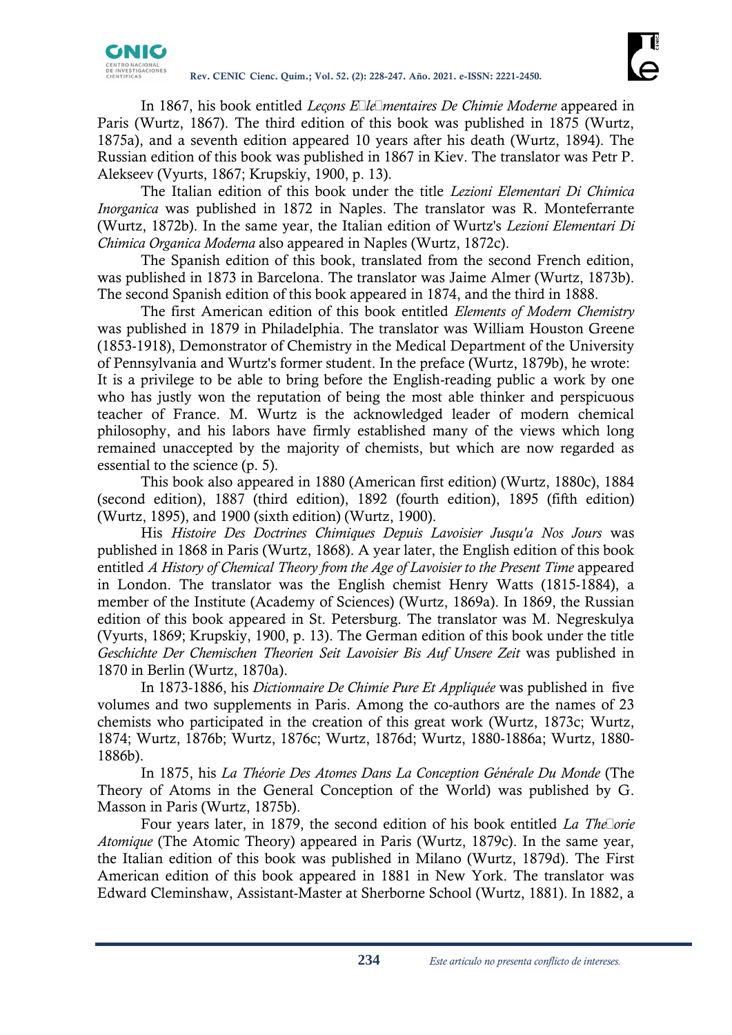In 1867, his book entitled *Leçons Élémentaires De Chimie Moderne* appeared in Paris (Wurtz, 1867). The third edition of this book was published in 1875 (Wurtz, 1875a), and a seventh edition appeared 10 years after his death (Wurtz, 1894). The Russian edition of this book was published in 1867 in Kiev. The translator was Petr P. Alekseev (Vyurts, 1867; Krupskiy, 1900, p. 13).

The Italian edition of this book under the title *Lezioni Elementari Di Chimica Inorganica* was published in 1872 in Naples. The translator was R. Monteferrante (Wurtz, 1872b). In the same year, the Italian edition of Wurtz's *Lezioni Elementari Di Chimica Organica Moderna* also appeared in Naples (Wurtz, 1872c).

The Spanish edition of this book, translated from the second French edition, was published in 1873 in Barcelona. The translator was Jaime Almer (Wurtz, 1873b). The second Spanish edition of this book appeared in 1874, and the third in 1888.

The first American edition of this book entitled *Elements of Modern Chemistry* was published in 1879 in Philadelphia. The translator was William Houston Greene (1853-1918), Demonstrator of Chemistry in the Medical Department of the University of Pennsylvania and Wurtz's former student. In the preface (Wurtz, 1879b), he wrote: It is a privilege to be able to bring before the English-reading public a work by one who has justly won the reputation of being the most able thinker and perspicuous teacher of France. M. Wurtz is the acknowledged leader of modern chemical philosophy, and his labors have firmly established many of the views which long remained unaccepted by the majority of chemists, but which are now regarded as essential to the science (p. 5).

This book also appeared in 1880 (American first edition) (Wurtz, 1880c), 1884 (second edition), 1887 (third edition), 1892 (fourth edition), 1895 (fifth edition) (Wurtz, 1895), and 1900 (sixth edition) (Wurtz, 1900).

His *Histoire Des Doctrines Chimiques Depuis Lavoisier Jusqu'a Nos Jours* was published in 1868 in Paris (Wurtz, 1868). A year later, the English edition of this book entitled *A History of Chemical Theory from the Age of Lavoisier to the Present Time* appeared in London. The translator was the English chemist Henry Watts (1815-1884), a member of the Institute (Academy of Sciences) (Wurtz, 1869a). In 1869, the Russian edition of this book appeared in St. Petersburg. The translator was M. Negreskulya (Vyurts, 1869; Krupskiy, 1900, p. 13). The German edition of this book under the title *Geschichte Der Chemischen Theorien Seit Lavoisier Bis Auf Unsere Zeit* was published in 1870 in Berlin (Wurtz, 1870a).

In 1873-1886, his *Dictionnaire De Chimie Pure Et Appliquée* was published in five volumes and two supplements in Paris. Among the co-authors are the names of 23 chemists who participated in the creation of this great work (Wurtz, 1873c; Wurtz, 1874; Wurtz, 1876b; Wurtz, 1876c; Wurtz, 1876d; Wurtz, 1880-1886a; Wurtz, 1880-1886b).

In 1875, his *La Théorie Des Atomes Dans La Conception Générale Du Monde* (The Theory of Atoms in the General Conception of the World) was published by G. Masson in Paris (Wurtz, 1875b).

Four years later, in 1879, the second edition of his book entitled *La Théorie Atomique* (The Atomic Theory) appeared in Paris (Wurtz, 1879c). In the same year, the Italian edition of this book was published in Milano (Wurtz, 1879d). The First American edition of this book appeared in 1881 in New York. The translator was Edward Cleminshaw, Assistant-Master at Sherborne School (Wurtz, 1881). In 1882, a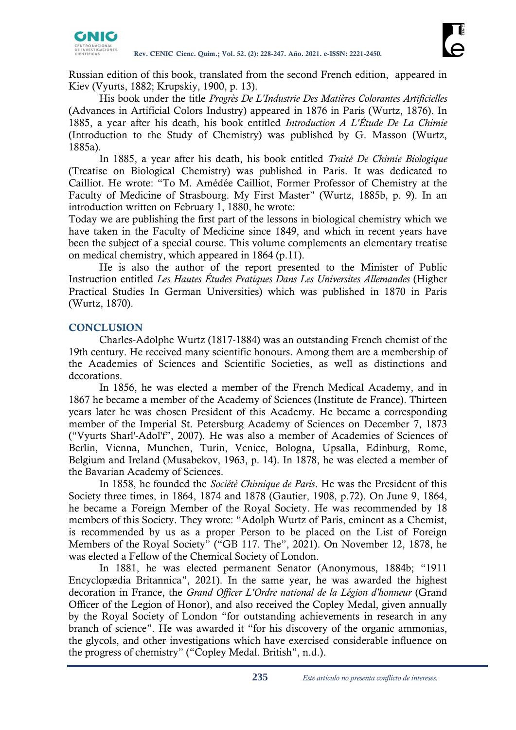Russian edition of this book, translated from the second French edition, appeared in Kiev (Vyurts, 1882; Krupskiy, 1900, p. 13).

His book under the title *Progrès De L'Industrie Des Matières Colorantes Artificielles* (Advances in Artificial Colors Industry) appeared in 1876 in Paris (Wurtz, 1876). In 1885, a year after his death, his book entitled *Introduction A L'Étude De La Chimie* (Introduction to the Study of Chemistry) was published by G. Masson (Wurtz, 1885a).

In 1885, a year after his death, his book entitled *Traité De Chimie Biologique* (Treatise on Biological Chemistry) was published in Paris. It was dedicated to Cailliot. He wrote: "To M. Amédée Cailliot, Former Professor of Chemistry at the Faculty of Medicine of Strasbourg. My First Master" (Wurtz, 1885b, p. 9). In an introduction written on February 1, 1880, he wrote:

Today we are publishing the first part of the lessons in biological chemistry which we have taken in the Faculty of Medicine since 1849, and which in recent years have been the subject of a special course. This volume complements an elementary treatise on medical chemistry, which appeared in 1864 (p.11).

He is also the author of the report presented to the Minister of Public Instruction entitled *Les Hautes Études Pratiques Dans Les Universites Allemandes* (Higher Practical Studies In German Universities) which was published in 1870 in Paris (Wurtz, 1870).

## CONCLUSION

Charles-Adolphe Wurtz (1817-1884) was an outstanding French chemist of the 19th century. He received many scientific honours. Among them are a membership of the Academies of Sciences and Scientific Societies, as well as distinctions and decorations.

In 1856, he was elected a member of the French Medical Academy, and in 1867 he became a member of the Academy of Sciences (Institute de France). Thirteen years later he was chosen President of this Academy. He became a corresponding member of the Imperial St. Petersburg Academy of Sciences on December 7, 1873 ("Vyurts Sharl'-Adol'f", 2007). He was also a member of Academies of Sciences of Berlin, Vienna, Munchen, Turin, Venice, Bologna, Upsalla, Edinburg, Rome, Belgium and Ireland (Musabekov, 1963, p. 14). In 1878, he was elected a member of the Bavarian Academy of Sciences.

In 1858, he founded the *Société Chimique de Paris*. He was the President of this Society three times, in 1864, 1874 and 1878 (Gautier, 1908, p.72). On June 9, 1864, he became a Foreign Member of the Royal Society. He was recommended by 18 members of this Society. They wrote: "Adolph Wurtz of Paris, eminent as a Chemist, is recommended by us as a proper Person to be placed on the List of Foreign Members of the Royal Society" ("GB 117. The", 2021). On November 12, 1878, he was elected a Fellow of the Chemical Society of London.

In 1881, he was elected permanent Senator (Anonymous, 1884b; "1911 Encyclopædia Britannica", 2021). In the same year, he was awarded the highest decoration in France, the *Grand Officer L'Ordre national de la Légion d'honneur* (Grand Officer of the Legion of Honor), and also received the Copley Medal, given annually by the Royal Society of London "for outstanding achievements in research in any branch of science". He was awarded it "for his discovery of the organic ammonias, the glycols, and other investigations which have exercised considerable influence on the progress of chemistry" ("Copley Medal. British", n.d.).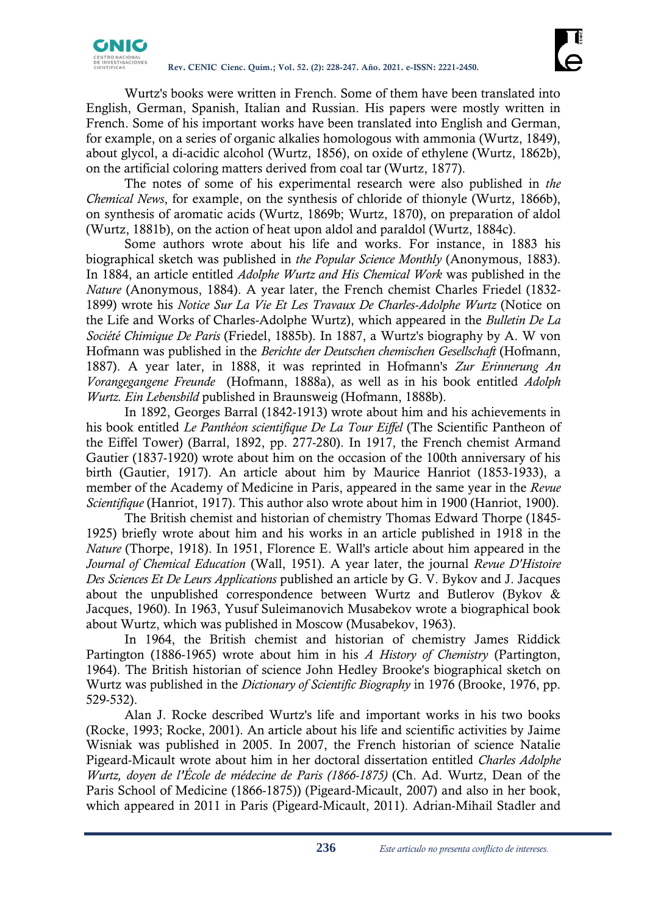Wurtz's books were written in French. Some of them have been translated into English, German, Spanish, Italian and Russian. His papers were mostly written in French. Some of his important works have been translated into English and German, for example, on a series of organic alkalies homologous with ammonia (Wurtz, 1849), about glycol, a di-acidic alcohol (Wurtz, 1856), on oxide of ethylene (Wurtz, 1862b), on the artificial coloring matters derived from coal tar (Wurtz, 1877).

The notes of some of his experimental research were also published in *the Chemical News*, for example, on the synthesis of chloride of thionyle (Wurtz, 1866b), on synthesis of aromatic acids (Wurtz, 1869b; Wurtz, 1870), on preparation of aldol (Wurtz, 1881b), on the action of heat upon aldol and paraldol (Wurtz, 1884c).

Some authors wrote about his life and works. For instance, in 1883 his biographical sketch was published in *the Popular Science Monthly* (Anonymous, 1883). In 1884, an article entitled *Adolphe Wurtz and His Chemical Work* was published in the *Nature* (Anonymous, 1884). A year later, the French chemist Charles Friedel (1832-1899) wrote his *Notice Sur La Vie Et Les Travaux De Charles-Adolphe Wurtz* (Notice on the Life and Works of Charles-Adolphe Wurtz), which appeared in the *Bulletin De La Société Chimique De Paris* (Friedel, 1885b). In 1887, a Wurtz's biography by A. W von Hofmann was published in the *Berichte der Deutschen chemischen Gesellschaft* (Hofmann, 1887). A year later, in 1888, it was reprinted in Hofmann's *Zur Erinnerung An Vorangegangene Freunde* (Hofmann, 1888a), as well as in his book entitled *Adolph Wurtz. Ein Lebensbild* published in Braunsweig (Hofmann, 1888b).

In 1892, Georges Barral (1842-1913) wrote about him and his achievements in his book entitled *Le Panthéon scientifique De La Tour Eiffel* (The Scientific Pantheon of the Eiffel Tower) (Barral, 1892, pp. 277-280). In 1917, the French chemist Armand Gautier (1837-1920) wrote about him on the occasion of the 100th anniversary of his birth (Gautier, 1917). An article about him by Maurice Hanriot (1853-1933), a member of the Academy of Medicine in Paris, appeared in the same year in the *Revue Scientifique* (Hanriot, 1917). This author also wrote about him in 1900 (Hanriot, 1900).

The British chemist and historian of chemistry Thomas Edward Thorpe (1845-1925) briefly wrote about him and his works in an article published in 1918 in the *Nature* (Thorpe, 1918). In 1951, Florence E. Wall's article about him appeared in the *Journal of Chemical Education* (Wall, 1951). A year later, the journal *Revue D'Histoire Des Sciences Et De Leurs Applications* published an article by G. V. Bykov and J. Jacques about the unpublished correspondence between Wurtz and Butlerov (Bykov & Jacques, 1960). In 1963, Yusuf Suleimanovich Musabekov wrote a biographical book about Wurtz, which was published in Moscow (Musabekov, 1963).

In 1964, the British chemist and historian of chemistry James Riddick Partington (1886-1965) wrote about him in his *A History of Chemistry* (Partington, 1964). The British historian of science John Hedley Brooke's biographical sketch on Wurtz was published in the *Dictionary of Scientific Biography* in 1976 (Brooke, 1976, pp. 529-532).

Alan J. Rocke described Wurtz's life and important works in his two books (Rocke, 1993; Rocke, 2001). An article about his life and scientific activities by Jaime Wisniak was published in 2005. In 2007, the French historian of science Natalie Pigeard-Micault wrote about him in her doctoral dissertation entitled *Charles Adolphe Wurtz, doyen de l'École de médecine de Paris (1866-1875)* (Ch. Ad. Wurtz, Dean of the Paris School of Medicine (1866-1875)) (Pigeard-Micault, 2007) and also in her book, which appeared in 2011 in Paris (Pigeard-Micault, 2011). Adrian-Mihail Stadler and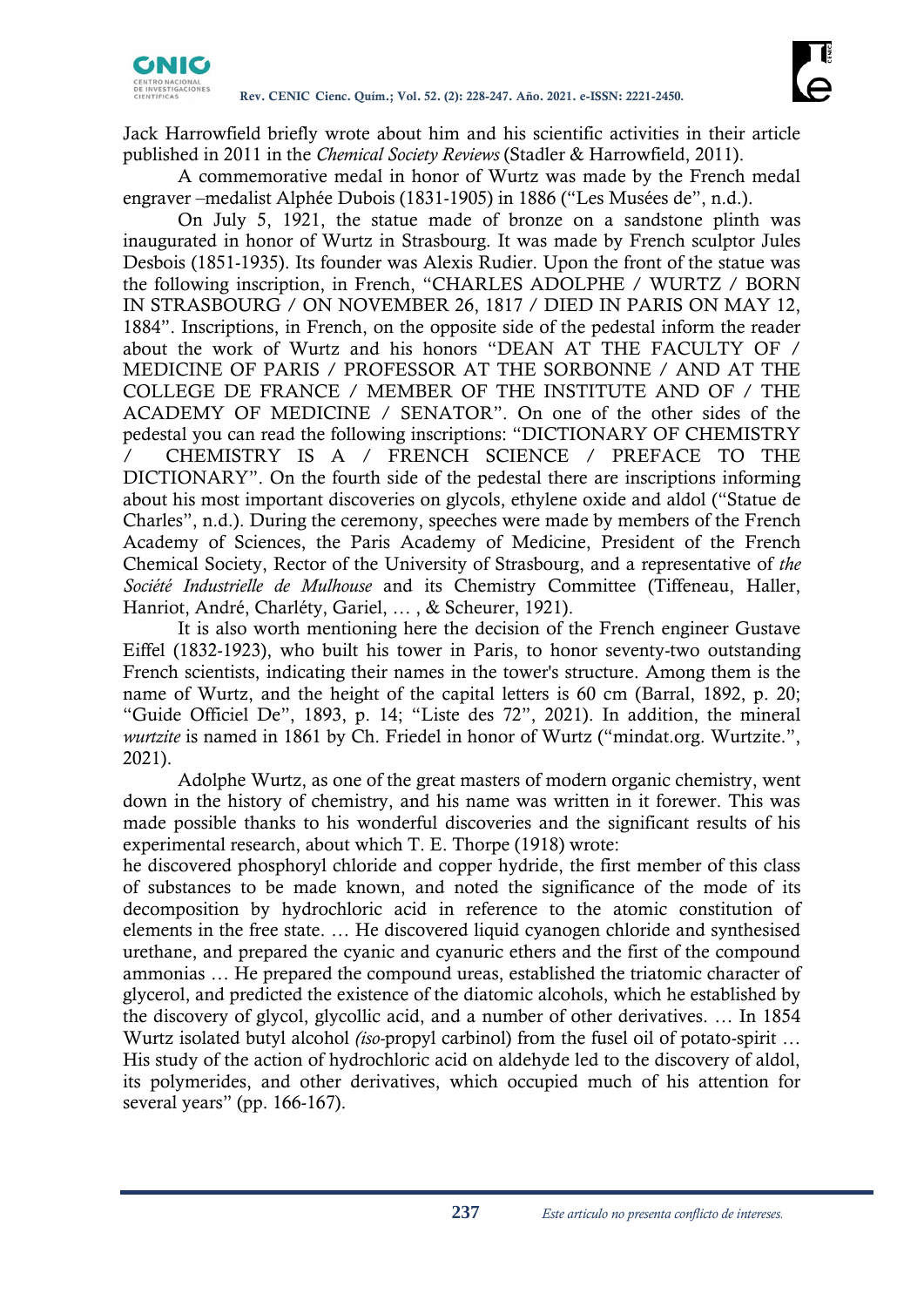Jack Harrowfield briefly wrote about him and his scientific activities in their article published in 2011 in the *Chemical Society Reviews* (Stadler & Harrowfield, 2011).

A commemorative medal in honor of Wurtz was made by the French medal engraver –medalist Alphée Dubois (1831-1905) in 1886 ("Les Musées de", n.d.).

On July 5, 1921, the statue made of bronze on a sandstone plinth was inaugurated in honor of Wurtz in Strasbourg. It was made by French sculptor Jules Desbois (1851-1935). Its founder was Alexis Rudier. Upon the front of the statue was the following inscription, in French, "CHARLES ADOLPHE / WURTZ / BORN IN STRASBOURG / ON NOVEMBER 26, 1817 / DIED IN PARIS ON MAY 12, 1884". Inscriptions, in French, on the opposite side of the pedestal inform the reader about the work of Wurtz and his honors "DEAN AT THE FACULTY OF / MEDICINE OF PARIS / PROFESSOR AT THE SORBONNE / AND AT THE COLLEGE DE FRANCE / MEMBER OF THE INSTITUTE AND OF / THE ACADEMY OF MEDICINE / SENATOR". On one of the other sides of the pedestal you can read the following inscriptions: "DICTIONARY OF CHEMISTRY / CHEMISTRY IS A / FRENCH SCIENCE / PREFACE TO THE DICTIONARY". On the fourth side of the pedestal there are inscriptions informing about his most important discoveries on glycols, ethylene oxide and aldol ("Statue de Charles", n.d.). During the ceremony, speeches were made by members of the French Academy of Sciences, the Paris Academy of Medicine, President of the French Chemical Society, Rector of the University of Strasbourg, and a representative of *the Société Industrielle de Mulhouse* and its Chemistry Committee (Tiffeneau, Haller, Hanriot, André, Charléty, Gariel, … , & Scheurer, 1921).

It is also worth mentioning here the decision of the French engineer Gustave Eiffel (1832-1923), who built his tower in Paris, to honor seventy-two outstanding French scientists, indicating their names in the tower's structure. Among them is the name of Wurtz, and the height of the capital letters is 60 cm (Barral, 1892, p. 20; "Guide Officiel De", 1893, p. 14; "Liste des 72", 2021). In addition, the mineral *wurtzite* is named in 1861 by Ch. Friedel in honor of Wurtz ("mindat.org. Wurtzite.", 2021).

Adolphe Wurtz, as one of the great masters of modern organic chemistry, went down in the history of chemistry, and his name was written in it forewer. This was made possible thanks to his wonderful discoveries and the significant results of his experimental research, about which T. E. Thorpe (1918) wrote:

he discovered phosphoryl chloride and copper hydride, the first member of this class of substances to be made known, and noted the significance of the mode of its decomposition by hydrochloric acid in reference to the atomic constitution of elements in the free state. … He discovered liquid cyanogen chloride and synthesised urethane, and prepared the cyanic and cyanuric ethers and the first of the compound ammonias … He prepared the compound ureas, established the triatomic character of glycerol, and predicted the existence of the diatomic alcohols, which he established by the discovery of glycol, glycollic acid, and a number of other derivatives. … In 1854 Wurtz isolated butyl alcohol *(iso-*propyl carbinol) from the fusel oil of potato-spirit … His study of the action of hydrochloric acid on aldehyde led to the discovery of aldol, its polymerides, and other derivatives, which occupied much of his attention for several years" (pp. 166-167).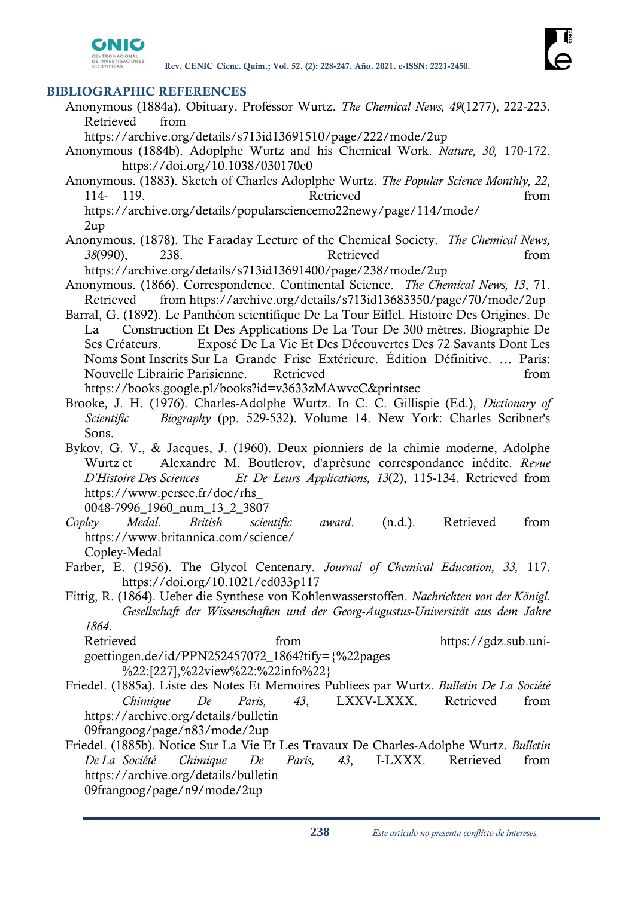## BIBLIOGRAPHIC REFERENCES

Anonymous (1884a). Obituary. Professor Wurtz. *The Chemical News, 49*(1277), 222-223. Retrieved from https://archive.org/details/s713id13691510/page/222/mode/2up

Anonymous (1884b). Adoplphe Wurtz and his Chemical Work. *Nature, 30,* 170-172. https://doi.org/10.1038/030170e0

Anonymous. (1883). Sketch of Charles Adoplphe Wurtz. *The Popular Science Monthly, 22*, 114- 119. Retrieved from https://archive.org/details/popularsciencemo22newy/page/114/mode/2up

Anonymous. (1878). The Faraday Lecture of the Chemical Society. *The Chemical News, 38*(990), 238. Retrieved from https://archive.org/details/s713id13691400/page/238/mode/2up

Anonymous. (1866). Correspondence. Continental Science. *The Chemical News, 13*, 71. Retrieved from https://archive.org/details/s713id13683350/page/70/mode/2up

Barral, G. (1892). Le Panthéon scientifique De La Tour Eiffel. Histoire Des Origines. De La Construction Et Des Applications De La Tour De 300 mètres. Biographie De Ses Créateurs. Exposé De La Vie Et Des Découvertes Des 72 Savants Dont Les Noms Sont Inscrits Sur La Grande Frise Extérieure. Édition Définitive. … Paris: Nouvelle Librairie Parisienne. Retrieved from https://books.google.pl/books?id=v3633zMAwvcC&printsec

Brooke, J. H. (1976). Charles-Adolphe Wurtz. In C. C. Gillispie (Ed.), *Dictionary of Scientific Biography* (pp. 529-532). Volume 14. New York: Charles Scribner's Sons.

Bykov, G. V., & Jacques, J. (1960). Deux pionniers de la chimie moderne, Adolphe Wurtz et Alexandre M. Boutlerov, d'aprèsune correspondance inédite. *Revue D'Histoire Des Sciences Et De Leurs Applications, 13*(2), 115-134. Retrieved from https://www.persee.fr/doc/rhs_0048-7996_1960_num_13_2_3807

*Copley Medal. British scientific award*. (n.d.). Retrieved from https://www.britannica.com/science/Copley-Medal

Farber, E. (1956). The Glycol Centenary. *Journal of Chemical Education, 33,* 117. https://doi.org/10.1021/ed033p117

Fittig, R. (1864). Ueber die Synthese von Kohlenwasserstoffen. *Nachrichten von der Königl. Gesellschaft der Wissenschaften und der Georg-Augustus-Universität aus dem Jahre 1864*. Retrieved from https://gdz.sub.uni-goettingen.de/id/PPN252457072_1864?tify={%22pages%22:[227],%22view%22:%22info%22}

Friedel. (1885a). Liste des Notes Et Memoires Publiees par Wurtz. *Bulletin De La Société Chimique De Paris, 43*, LXXV-LXXX. Retrieved from https://archive.org/details/bulletin09frangoog/page/n83/mode/2up

Friedel. (1885b). Notice Sur La Vie Et Les Travaux De Charles-Adolphe Wurtz. *Bulletin De La Société Chimique De Paris, 43*, I-LXXX. Retrieved from https://archive.org/details/bulletin09frangoog/page/n9/mode/2up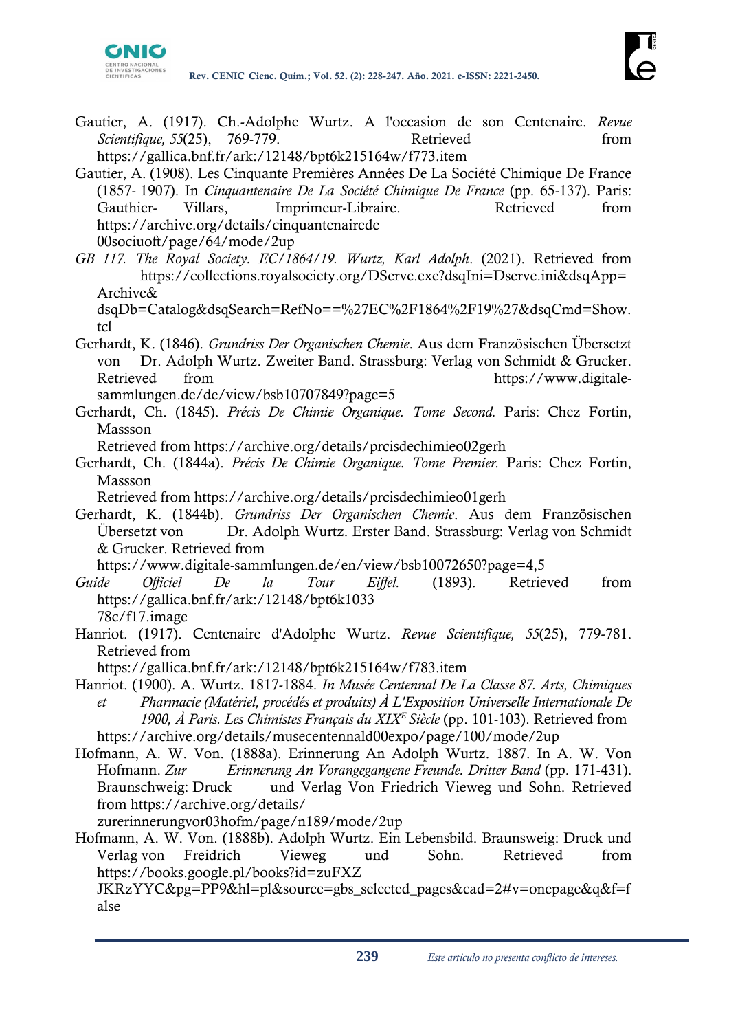Gautier, A. (1917). Ch.-Adolphe Wurtz. A l'occasion de son Centenaire. *Revue Scientifique, 55*(25), 769-779. Retrieved from https://gallica.bnf.fr/ark:/12148/bpt6k215164w/f773.item

Gautier, A. (1908). Les Cinquante Premières Années De La Société Chimique De France (1857- 1907). In *Cinquantenaire De La Société Chimique De France* (pp. 65-137). Paris: Gauthier- Villars, Imprimeur-Libraire. Retrieved from https://archive.org/details/cinquantenairede00sociuoft/page/64/mode/2up

*GB 117. The Royal Society. EC/1864/19. Wurtz, Karl Adolph*. (2021). Retrieved from https://collections.royalsociety.org/DServe.exe?dsqIni=Dserve.ini&dsqApp=Archive&dsqDb=Catalog&dsqSearch=RefNo==%27EC%2F1864%2F19%27&dsqCmd=Show.tcl

Gerhardt, K. (1846). *Grundriss Der Organischen Chemie*. Aus dem Französischen Übersetzt von Dr. Adolph Wurtz. Zweiter Band. Strassburg: Verlag von Schmidt & Grucker. Retrieved from https://www.digitale-sammlungen.de/de/view/bsb10707849?page=5

Gerhardt, Ch. (1845). *Précis De Chimie Organique. Tome Second.* Paris: Chez Fortin, Massson Retrieved from https://archive.org/details/prcisdechimieo02gerh

Gerhardt, Ch. (1844a). *Précis De Chimie Organique. Tome Premier.* Paris: Chez Fortin, Massson Retrieved from https://archive.org/details/prcisdechimieo01gerh

Gerhardt, K. (1844b). *Grundriss Der Organischen Chemie*. Aus dem Französischen Übersetzt von Dr. Adolph Wurtz. Erster Band. Strassburg: Verlag von Schmidt & Grucker. Retrieved from https://www.digitale-sammlungen.de/en/view/bsb10072650?page=4,5

*Guide Officiel De la Tour Eiffel.* (1893). Retrieved from https://gallica.bnf.fr/ark:/12148/bpt6k103378c/f17.image

Hanriot. (1917). Centenaire d'Adolphe Wurtz. *Revue Scientifique, 55*(25), 779-781. Retrieved from https://gallica.bnf.fr/ark:/12148/bpt6k215164w/f783.item

Hanriot. (1900). A. Wurtz. 1817-1884. *In Musée Centennal De La Classe 87. Arts, Chimiques et Pharmacie (Matériel, procédés et produits) À L'Exposition Universelle Internationale De 1900, À Paris. Les Chimistes Français du XIX^E Siècle* (pp. 101-103). Retrieved from https://archive.org/details/musecentennald00expo/page/100/mode/2up

Hofmann, A. W. Von. (1888a). Erinnerung An Adolph Wurtz. 1887. In A. W. Von Hofmann. *Zur Erinnerung An Vorangegangene Freunde. Dritter Band* (pp. 171-431). Braunschweig: Druck und Verlag Von Friedrich Vieweg und Sohn. Retrieved from https://archive.org/details/zurerinnerungvor03hofm/page/n189/mode/2up

Hofmann, A. W. Von. (1888b). Adolph Wurtz. Ein Lebensbild. Braunsweig: Druck und Verlag von Freidrich Vieweg und Sohn. Retrieved from https://books.google.pl/books?id=zuFXZJKRzYYC&pg=PP9&hl=pl&source=gbs_selected_pages&cad=2#v=onepage&q&f=false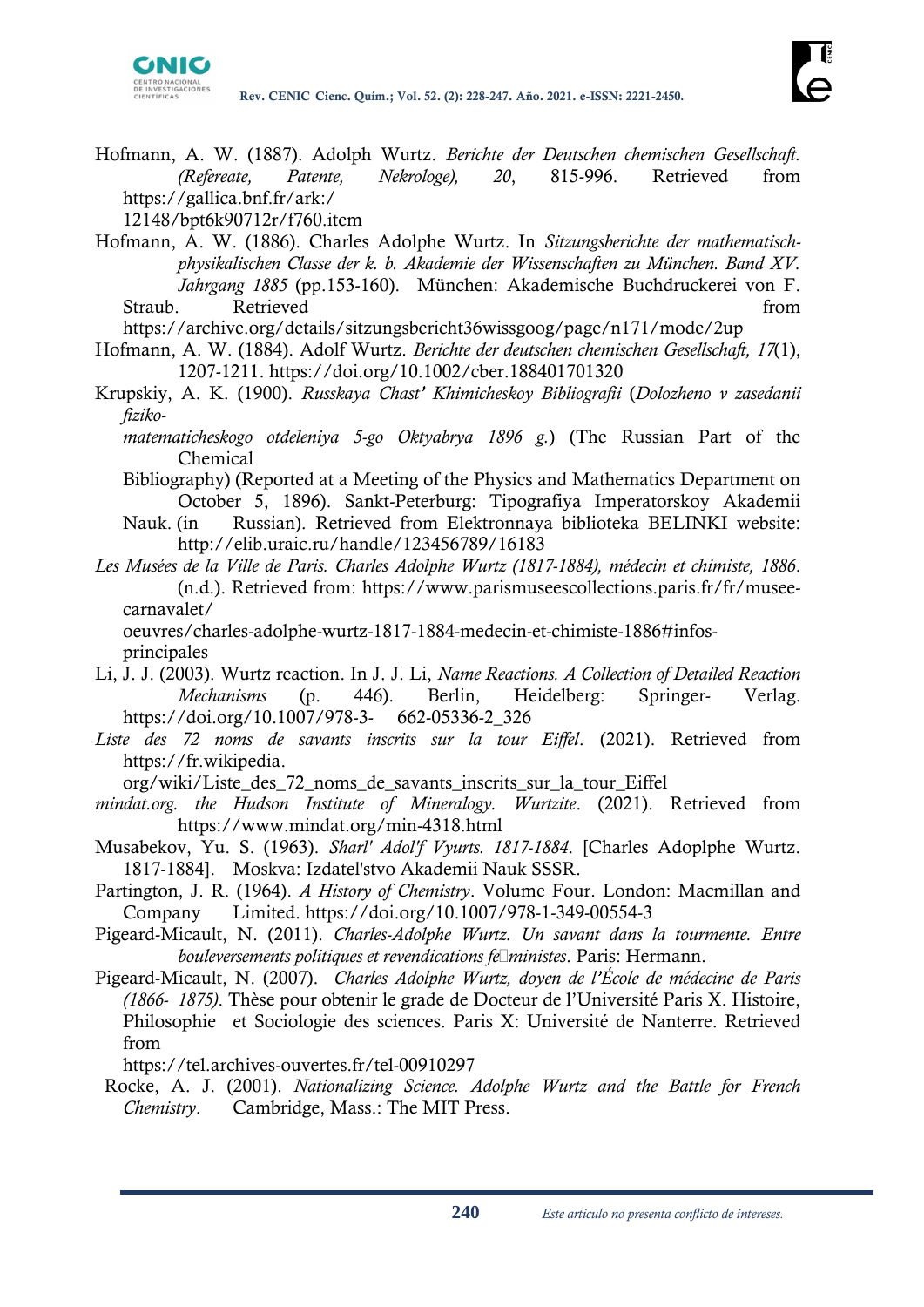Hofmann, A. W. (1887). Adolph Wurtz. *Berichte der Deutschen chemischen Gesellschaft. (Refereate, Patente, Nekrologe), 20*, 815-996. Retrieved from https://gallica.bnf.fr/ark:/12148/bpt6k90712r/f760.item

Hofmann, A. W. (1886). Charles Adolphe Wurtz. In *Sitzungsberichte der mathematisch-physikalischen Classe der k. b. Akademie der Wissenschaften zu München. Band XV. Jahrgang 1885* (pp.153-160). München: Akademische Buchdruckerei von F. Straub. Retrieved from https://archive.org/details/sitzungsbericht36wissgoog/page/n171/mode/2up

Hofmann, A. W. (1884). Adolf Wurtz. *Berichte der deutschen chemischen Gesellschaft, 17*(1), 1207-1211. https://doi.org/10.1002/cber.188401701320

Krupskiy, A. K. (1900). *Russkaya Chast' Khimicheskoy Bibliografii* (*Dolozheno v zasedanii fiziko-matematicheskogo otdeleniya 5-go Oktyabrya 1896 g.*) (The Russian Part of the Chemical Bibliography) (Reported at a Meeting of the Physics and Mathematics Department on October 5, 1896). Sankt-Peterburg: Tipografiya Imperatorskoy Akademii Nauk. (in Russian). Retrieved from Elektronnaya biblioteka BELINKI website: http://elib.uraic.ru/handle/123456789/16183

*Les Musées de la Ville de Paris. Charles Adolphe Wurtz (1817-1884), médecin et chimiste, 1886*. (n.d.). Retrieved from: https://www.parismuseescollections.paris.fr/fr/musee-carnavalet/oeuvres/charles-adolphe-wurtz-1817-1884-medecin-et-chimiste-1886#infos-principales

Li, J. J. (2003). Wurtz reaction. In J. J. Li, *Name Reactions. A Collection of Detailed Reaction Mechanisms* (p. 446). Berlin, Heidelberg: Springer- Verlag. https://doi.org/10.1007/978-3- 662-05336-2_326

*Liste des 72 noms de savants inscrits sur la tour Eiffel*. (2021). Retrieved from https://fr.wikipedia.org/wiki/Liste_des_72_noms_de_savants_inscrits_sur_la_tour_Eiffel

*mindat.org. the Hudson Institute of Mineralogy. Wurtzite*. (2021). Retrieved from https://www.mindat.org/min-4318.html

Musabekov, Yu. S. (1963). *Sharl' Adol'f Vyurts. 1817-1884*. [Charles Adoplphe Wurtz. 1817-1884]. Moskva: Izdatel'stvo Akademii Nauk SSSR.

Partington, J. R. (1964). *A History of Chemistry*. Volume Four. London: Macmillan and Company Limited. https://doi.org/10.1007/978-1-349-00554-3

Pigeard-Micault, N. (2011). *Charles-Adolphe Wurtz. Un savant dans la tourmente. Entre bouleversements politiques et revendications fé minists*. Paris: Hermann.

Pigeard-Micault, N. (2007). *Charles Adolphe Wurtz, doyen de l'École de médecine de Paris (1866- 1875).* Thèse pour obtenir le grade de Docteur de l'Université Paris X. Histoire, Philosophie et Sociologie des sciences. Paris X: Université de Nanterre. Retrieved from https://tel.archives-ouvertes.fr/tel-00910297

Rocke, A. J. (2001). *Nationalizing Science. Adolphe Wurtz and the Battle for French Chemistry*. Cambridge, Mass.: The MIT Press.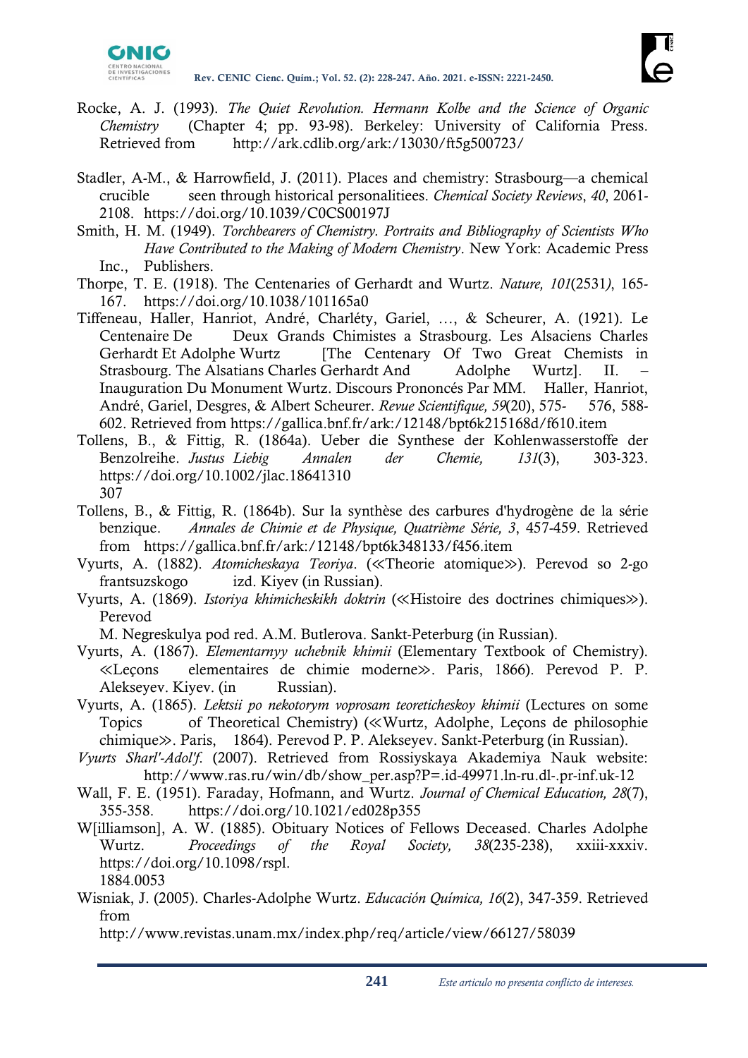Rocke, A. J. (1993). *The Quiet Revolution. Hermann Kolbe and the Science of Organic Chemistry* (Chapter 4; pp. 93-98). Berkeley: University of California Press. Retrieved from http://ark.cdlib.org/ark:/13030/ft5g500723/

Stadler, A-M., & Harrowfield, J. (2011). Places and chemistry: Strasbourg—a chemical crucible seen through historical personalitiees. *Chemical Society Reviews*, *40*, 2061-2108. https://doi.org/10.1039/C0CS00197J

Smith, H. M. (1949). *Torchbearers of Chemistry. Portraits and Bibliography of Scientists Who Have Contributed to the Making of Modern Chemistry*. New York: Academic Press Inc., Publishers.

Thorpe, T. E. (1918). The Centenaries of Gerhardt and Wurtz. *Nature, 101*(2531), 165-167. https://doi.org/10.1038/101165a0

Tiffeneau, Haller, Hanriot, André, Charléty, Gariel, …, & Scheurer, A. (1921). Le Centenaire De Deux Grands Chimistes a Strasbourg. Les Alsaciens Charles Gerhardt Et Adolphe Wurtz [The Centenary Of Two Great Chemists in Strasbourg. The Alsatians Charles Gerhardt And Adolphe Wurtz]. II. – Inauguration Du Monument Wurtz. Discours Prononcés Par MM. Haller, Hanriot, André, Gariel, Desgres, & Albert Scheurer. *Revue Scientifique, 59*(20), 575-576, 588-602. Retrieved from https://gallica.bnf.fr/ark:/12148/bpt6k215168d/f610.item

Tollens, B., & Fittig, R. (1864a). Ueber die Synthese der Kohlenwasserstoffe der Benzolreihe. *Justus Liebig Annalen der Chemie, 131*(3), 303-323. https://doi.org/10.1002/jlac.18641310307

Tollens, B., & Fittig, R. (1864b). Sur la synthèse des carbures d'hydrogène de la série benzique. *Annales de Chimie et de Physique, Quatrième Série, 3*, 457-459. Retrieved from https://gallica.bnf.fr/ark:/12148/bpt6k348133/f456.item

Vyurts, A. (1882). *Atomicheskaya Teoriya*. (≪Theorie atomique≫). Perevod so 2-go frantsuzskogo izd. Kiyev (in Russian).

Vyurts, A. (1869). *Istoriya khimicheskikh doktrin* (≪Histoire des doctrines chimiques≫). Perevod M. Negreskulya pod red. A.M. Butlerova. Sankt-Peterburg (in Russian).

Vyurts, A. (1867). *Elementarnyy uchebnik khimii* (Elementary Textbook of Chemistry). ≪Leçons elementaires de chimie moderne≫. Paris, 1866). Perevod P. P. Alekseyev. Kiyev. (in Russian).

Vyurts, A. (1865). *Lektsii po nekotorym voprosam teoreticheskoy khimii* (Lectures on some Topics of Theoretical Chemistry) (≪Wurtz, Adolphe, Leçons de philosophie chimique≫. Paris, 1864). Perevod P. P. Alekseyev. Sankt-Peterburg (in Russian).

*Vyurts Sharl'-Adol'f.* (2007). Retrieved from Rossiyskaya Akademiya Nauk website: http://www.ras.ru/win/db/show_per.asp?P=.id-49971.ln-ru.dl-.pr-inf.uk-12

Wall, F. E. (1951). Faraday, Hofmann, and Wurtz. *Journal of Chemical Education, 28*(7), 355-358. https://doi.org/10.1021/ed028p355

W[illiamson], A. W. (1885). Obituary Notices of Fellows Deceased. Charles Adolphe Wurtz. *Proceedings of the Royal Society, 38*(235-238), xxiii-xxxiv. https://doi.org/10.1098/rspl.1884.0053

Wisniak, J. (2005). Charles-Adolphe Wurtz. *Educación Química, 16*(2), 347-359. Retrieved from http://www.revistas.unam.mx/index.php/req/article/view/66127/58039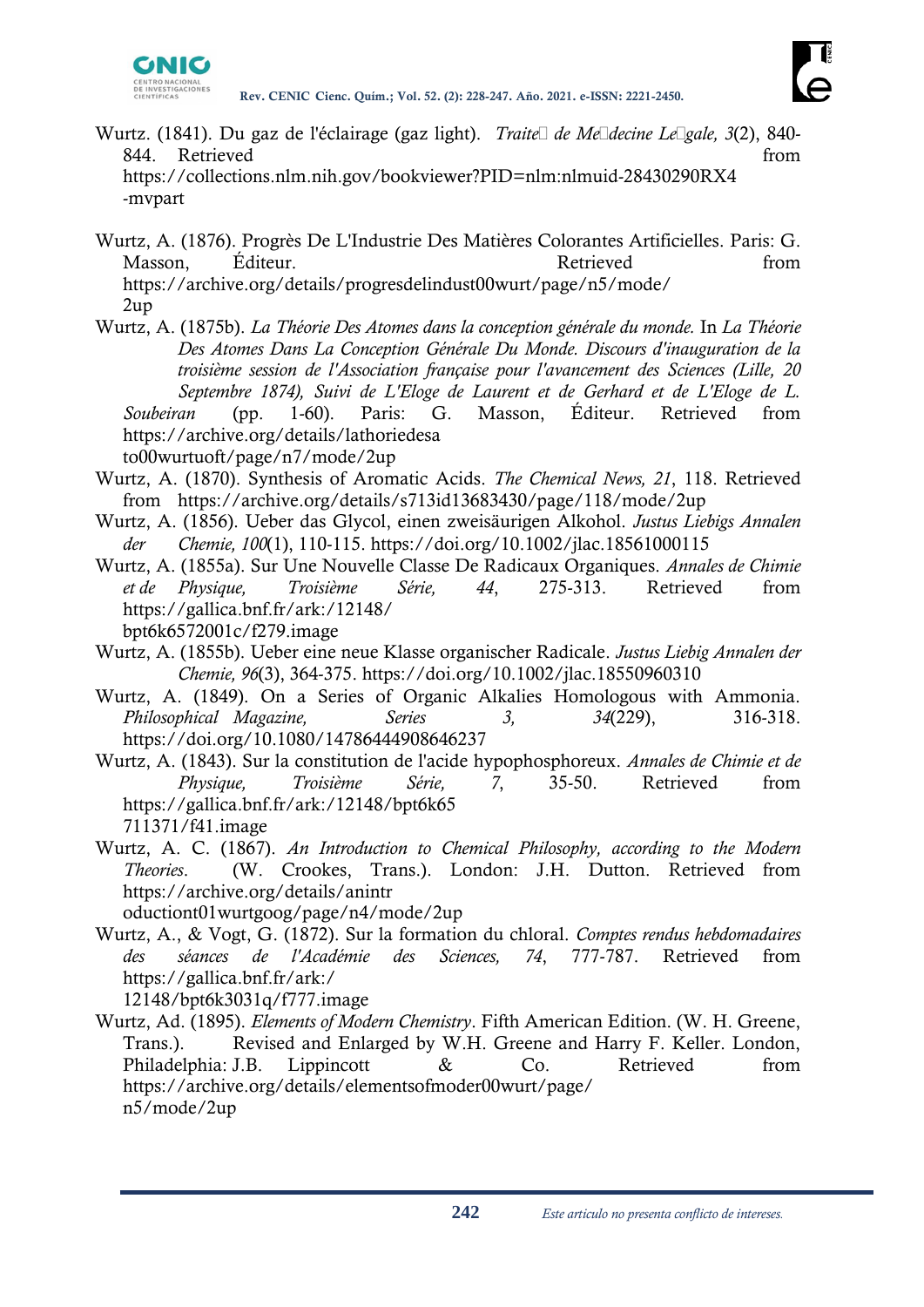Wurtz. (1841). Du gaz de l'éclairage (gaz light). *Traite� de Me�decine Le�gale, 3*(2), 840-844. Retrieved from https://collections.nlm.nih.gov/bookviewer?PID=nlm:nlmuid-28430290RX4-mvpart

Wurtz, A. (1876). Progrès De L'Industrie Des Matières Colorantes Artificielles. Paris: G. Masson, Éditeur. Retrieved from https://archive.org/details/progresdelindust00wurt/page/n5/mode/2up

Wurtz, A. (1875b). *La Théorie Des Atomes dans la conception générale du monde.* In *La Théorie Des Atomes Dans La Conception Générale Du Monde. Discours d'inauguration de la troisième session de l'Association française pour l'avancement des Sciences (Lille, 20 Septembre 1874), Suivi de L'Eloge de Laurent et de Gerhard et de L'Eloge de L. Soubeiran* (pp. 1-60). Paris: G. Masson, Éditeur. Retrieved from https://archive.org/details/lathoriedesato00wurtuoft/page/n7/mode/2up

Wurtz, A. (1870). Synthesis of Aromatic Acids. *The Chemical News, 21*, 118. Retrieved from https://archive.org/details/s713id13683430/page/118/mode/2up

Wurtz, A. (1856). Ueber das Glycol, einen zweisäurigen Alkohol. *Justus Liebigs Annalen der Chemie, 100*(1), 110-115. https://doi.org/10.1002/jlac.18561000115

Wurtz, A. (1855a). Sur Une Nouvelle Classe De Radicaux Organiques. *Annales de Chimie et de Physique, Troisième Série, 44*, 275-313. Retrieved from https://gallica.bnf.fr/ark:/12148/bpt6k6572001c/f279.image

Wurtz, A. (1855b). Ueber eine neue Klasse organischer Radicale. *Justus Liebig Annalen der Chemie, 96*(3), 364-375. https://doi.org/10.1002/jlac.18550960310

Wurtz, A. (1849). On a Series of Organic Alkalies Homologous with Ammonia. *Philosophical Magazine, Series 3, 34*(229), 316-318. https://doi.org/10.1080/14786444908646237

Wurtz, A. (1843). Sur la constitution de l'acide hypophosphoreux. *Annales de Chimie et de Physique, Troisième Série, 7*, 35-50. Retrieved from https://gallica.bnf.fr/ark:/12148/bpt6k65711371/f41.image

Wurtz, A. C. (1867). *An Introduction to Chemical Philosophy, according to the Modern Theories.* (W. Crookes, Trans.). London: J.H. Dutton. Retrieved from https://archive.org/details/anintroductiont01wurtgoog/page/n4/mode/2up

Wurtz, A., & Vogt, G. (1872). Sur la formation du chloral. *Comptes rendus hebdomadaires des séances de l'Académie des Sciences, 74*, 777-787. Retrieved from https://gallica.bnf.fr/ark:/12148/bpt6k3031q/f777.image

Wurtz, Ad. (1895). *Elements of Modern Chemistry*. Fifth American Edition. (W. H. Greene, Trans.). Revised and Enlarged by W.H. Greene and Harry F. Keller. London, Philadelphia: J.B. Lippincott & Co. Retrieved from https://archive.org/details/elementsofmoder00wurt/page/n5/mode/2up

*Este artículo no presenta conflicto de intereses.*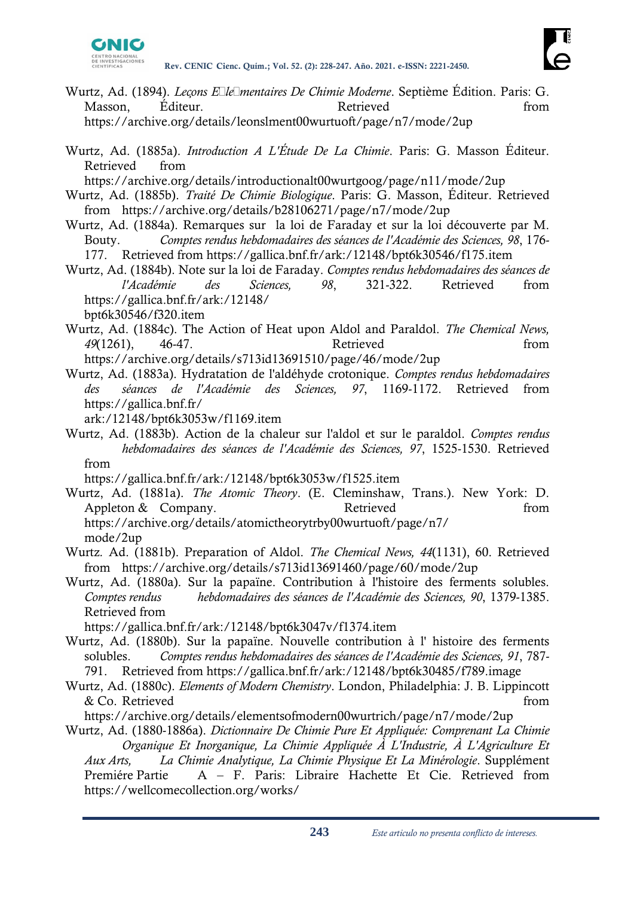Wurtz, Ad. (1894). *Leçons E͏le͏mentaires De Chimie Moderne*. Septième Édition. Paris: G. Masson, Éditeur. Retrieved from https://archive.org/details/leonslment00wurtuoft/page/n7/mode/2up

Wurtz, Ad. (1885a). *Introduction A L'Étude De La Chimie*. Paris: G. Masson Éditeur. Retrieved from https://archive.org/details/introductionalt00wurtgoog/page/n11/mode/2up

Wurtz, Ad. (1885b). *Traité De Chimie Biologique*. Paris: G. Masson, Éditeur. Retrieved from https://archive.org/details/b28106271/page/n7/mode/2up

Wurtz, Ad. (1884a). Remarques sur la loi de Faraday et sur la loi découverte par M. Bouty. *Comptes rendus hebdomadaires des séances de l'Académie des Sciences, 98*, 176-177. Retrieved from https://gallica.bnf.fr/ark:/12148/bpt6k30546/f175.item

Wurtz, Ad. (1884b). Note sur la loi de Faraday. *Comptes rendus hebdomadaires des séances de l'Académie des Sciences, 98*, 321-322. Retrieved from https://gallica.bnf.fr/ark:/12148/bpt6k30546/f320.item

Wurtz, Ad. (1884c). The Action of Heat upon Aldol and Paraldol. *The Chemical News, 49*(1261), 46-47. Retrieved from https://archive.org/details/s713id13691510/page/46/mode/2up

Wurtz, Ad. (1883a). Hydratation de l'aldéhyde crotonique. *Comptes rendus hebdomadaires des séances de l'Académie des Sciences, 97*, 1169-1172. Retrieved from https://gallica.bnf.fr/ark:/12148/bpt6k3053w/f1169.item

Wurtz, Ad. (1883b). Action de la chaleur sur l'aldol et sur le paraldol. *Comptes rendus hebdomadaires des séances de l'Académie des Sciences, 97*, 1525-1530. Retrieved from https://gallica.bnf.fr/ark:/12148/bpt6k3053w/f1525.item

Wurtz, Ad. (1881a). *The Atomic Theory*. (E. Cleminshaw, Trans.). New York: D. Appleton & Company. Retrieved from https://archive.org/details/atomictheorytrby00wurtuoft/page/n7/mode/2up

Wurtz. Ad. (1881b). Preparation of Aldol. *The Chemical News, 44*(1131), 60. Retrieved from https://archive.org/details/s713id13691460/page/60/mode/2up

Wurtz, Ad. (1880a). Sur la papaïne. Contribution à l'histoire des ferments solubles. *Comptes rendus hebdomadaires des séances de l'Académie des Sciences, 90*, 1379-1385. Retrieved from https://gallica.bnf.fr/ark:/12148/bpt6k3047v/f1374.item

Wurtz, Ad. (1880b). Sur la papaïne. Nouvelle contribution à l' histoire des ferments solubles. *Comptes rendus hebdomadaires des séances de l'Académie des Sciences, 91*, 787-791. Retrieved from https://gallica.bnf.fr/ark:/12148/bpt6k30485/f789.image

Wurtz, Ad. (1880c). *Elements of Modern Chemistry*. London, Philadelphia: J. B. Lippincott & Co. Retrieved from https://archive.org/details/elementsofmodern00wurtrich/page/n7/mode/2up

Wurtz, Ad. (1880-1886a). *Dictionnaire De Chimie Pure Et Appliquée: Comprenant La Chimie Organique Et Inorganique, La Chimie Appliquée À L'Industrie, À L'Agriculture Et Aux Arts, La Chimie Analytique, La Chimie Physique Et La Minérologie*. Supplément Premiére Partie A – F. Paris: Libraire Hachette Et Cie. Retrieved from https://wellcomecollection.org/works/

Este artículo no presenta conflicto de intereses.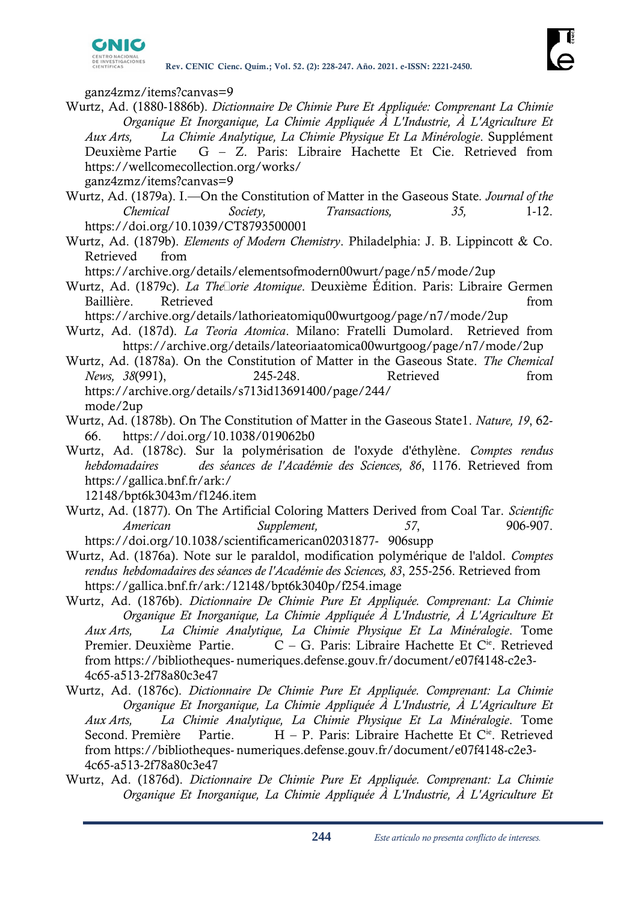ganz4zmz/items?canvas=9

Wurtz, Ad. (1880-1886b). *Dictionnaire De Chimie Pure Et Appliquée: Comprenant La Chimie Organique Et Inorganique, La Chimie Appliquée À L'Industrie, À L'Agriculture Et Aux Arts, La Chimie Analytique, La Chimie Physique Et La Minérologie*. Supplément Deuxième Partie G – Z. Paris: Libraire Hachette Et Cie. Retrieved from https://wellcomecollection.org/works/ganz4zmz/items?canvas=9

Wurtz, Ad. (1879a). I.—On the Constitution of Matter in the Gaseous State. *Journal of the Chemical Society, Transactions, 35,* 1-12. https://doi.org/10.1039/CT8793500001

Wurtz, Ad. (1879b). *Elements of Modern Chemistry*. Philadelphia: J. B. Lippincott & Co. Retrieved from https://archive.org/details/elementsofmodern00wurt/page/n5/mode/2up

Wurtz, Ad. (1879c). *La The□orie Atomique*. Deuxième Édition. Paris: Libraire Germen Baillière. Retrieved from https://archive.org/details/lathorieatomiqu00wurtgoog/page/n7/mode/2up

Wurtz, Ad. (187d). *La Teoria Atomica*. Milano: Fratelli Dumolard. Retrieved from https://archive.org/details/lateoriaatomica00wurtgoog/page/n7/mode/2up

Wurtz, Ad. (1878a). On the Constitution of Matter in the Gaseous State. *The Chemical News, 38*(991), 245-248. Retrieved from https://archive.org/details/s713id13691400/page/244/mode/2up

Wurtz, Ad. (1878b). On The Constitution of Matter in the Gaseous State1. *Nature, 19*, 62-66. https://doi.org/10.1038/019062b0

Wurtz, Ad. (1878c). Sur la polymérisation de l'oxyde d'éthylène. *Comptes rendus hebdomadaires des séances de l'Académie des Sciences, 86*, 1176. Retrieved from https://gallica.bnf.fr/ark:/12148/bpt6k3043m/f1246.item

Wurtz, Ad. (1877). On The Artificial Coloring Matters Derived from Coal Tar. *Scientific American Supplement, 57*, 906-907. https://doi.org/10.1038/scientificamerican02031877- 906supp

Wurtz, Ad. (1876a). Note sur le paraldol, modification polymérique de l'aldol. *Comptes rendus hebdomadaires des séances de l'Académie des Sciences, 83*, 255-256. Retrieved from https://gallica.bnf.fr/ark:/12148/bpt6k3040p/f254.image

Wurtz, Ad. (1876b). *Dictionnaire De Chimie Pure Et Appliquée. Comprenant: La Chimie Organique Et Inorganique, La Chimie Appliquée À L'Industrie, À L'Agriculture Et Aux Arts, La Chimie Analytique, La Chimie Physique Et La Minéralogie*. Tome Premier. Deuxième Partie. C – G. Paris: Libraire Hachette Et Cie. Retrieved from https://bibliotheques- numeriques.defense.gouv.fr/document/e07f4148-c2e3-4c65-a513-2f78a80c3e47

Wurtz, Ad. (1876c). *Dictionnaire De Chimie Pure Et Appliquée. Comprenant: La Chimie Organique Et Inorganique, La Chimie Appliquée À L'Industrie, À L'Agriculture Et Aux Arts, La Chimie Analytique, La Chimie Physique Et La Minéralogie*. Tome Second. Première Partie. H – P. Paris: Libraire Hachette Et Cie. Retrieved from https://bibliotheques- numeriques.defense.gouv.fr/document/e07f4148-c2e3-4c65-a513-2f78a80c3e47

Wurtz, Ad. (1876d). *Dictionnaire De Chimie Pure Et Appliquée. Comprenant: La Chimie Organique Et Inorganique, La Chimie Appliquée À L'Industrie, À L'Agriculture Et*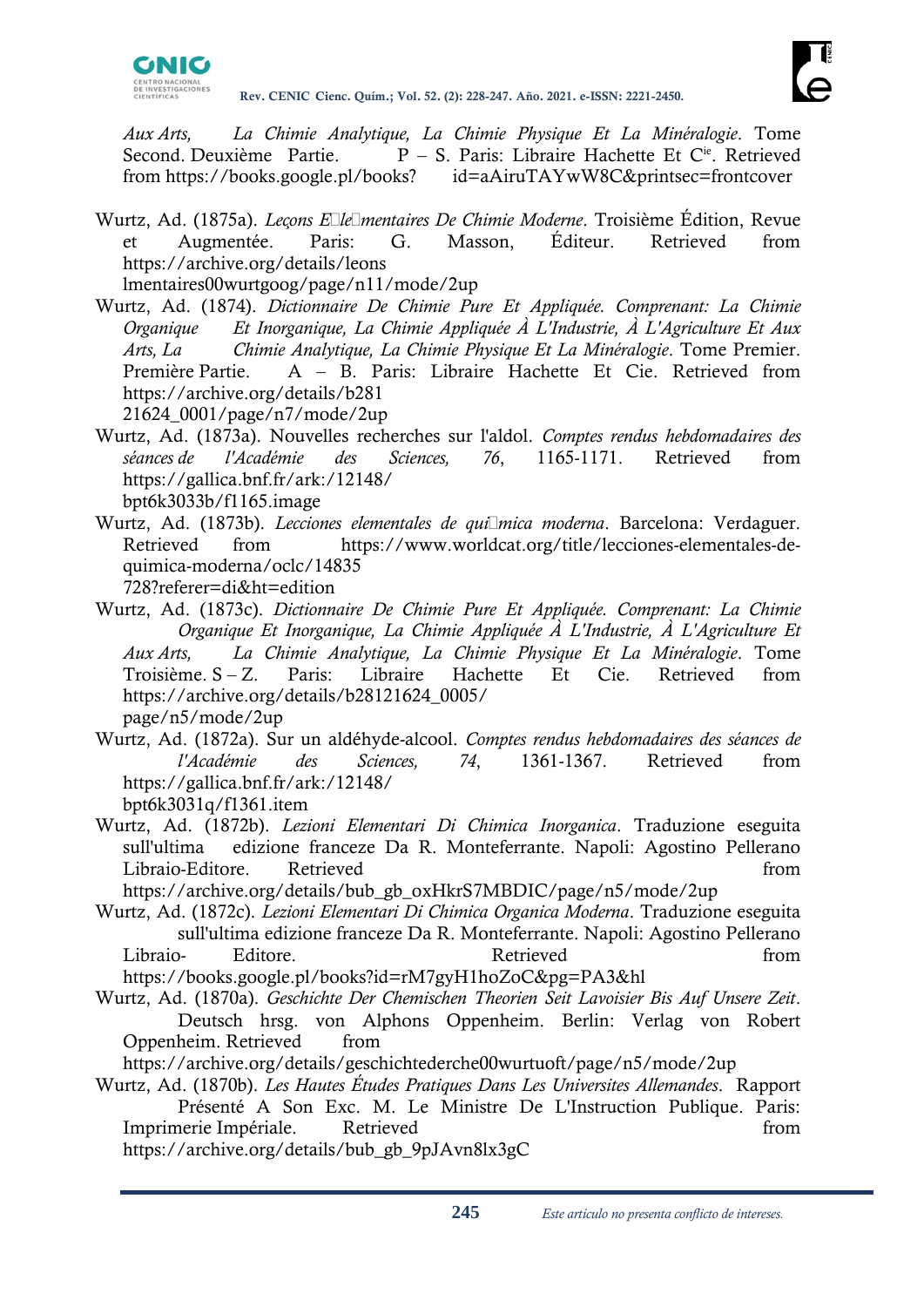*Aux Arts, La Chimie Analytique, La Chimie Physique Et La Minéralogie*. Tome Second. Deuxième Partie. P – S. Paris: Libraire Hachette Et C[ie]. Retrieved from https://books.google.pl/books?id=aAiruTAYwW8C&printsec=frontcover

Wurtz, Ad. (1875a). *Leçons E�le�mentaires De Chimie Moderne*. Troisième Édition, Revue et Augmentée. Paris: G. Masson, Éditeur. Retrieved from https://archive.org/details/leons lmentaires00wurtgoog/page/n11/mode/2up

Wurtz, Ad. (1874). *Dictionnaire De Chimie Pure Et Appliquée. Comprenant: La Chimie Organique Et Inorganique, La Chimie Appliquée À L'Industrie, À L'Agriculture Et Aux Arts, La Chimie Analytique, La Chimie Physique Et La Minéralogie*. Tome Premier. Première Partie. A – B. Paris: Libraire Hachette Et Cie. Retrieved from https://archive.org/details/b281 21624_0001/page/n7/mode/2up

Wurtz, Ad. (1873a). Nouvelles recherches sur l'aldol. *Comptes rendus hebdomadaires des séances de l'Académie des Sciences, 76*, 1165-1171. Retrieved from https://gallica.bnf.fr/ark:/12148/ bpt6k3033b/f1165.image

Wurtz, Ad. (1873b). *Lecciones elementales de qui�mica moderna*. Barcelona: Verdaguer. Retrieved from https://www.worldcat.org/title/lecciones-elementales-de-quimica-moderna/oclc/14835 728?referer=di&ht=edition

Wurtz, Ad. (1873c). *Dictionnaire De Chimie Pure Et Appliquée. Comprenant: La Chimie Organique Et Inorganique, La Chimie Appliquée À L'Industrie, À L'Agriculture Et Aux Arts, La Chimie Analytique, La Chimie Physique Et La Minéralogie*. Tome Troisième. S – Z. Paris: Libraire Hachette Et Cie. Retrieved from https://archive.org/details/b28121624_0005/ page/n5/mode/2up

Wurtz, Ad. (1872a). Sur un aldéhyde-alcool. *Comptes rendus hebdomadaires des séances de l'Académie des Sciences, 74*, 1361-1367. Retrieved from https://gallica.bnf.fr/ark:/12148/ bpt6k3031q/f1361.item

Wurtz, Ad. (1872b). *Lezioni Elementari Di Chimica Inorganica*. Traduzione eseguita sull'ultima edizione franceze Da R. Monteferrante. Napoli: Agostino Pellerano Libraio-Editore. Retrieved from https://archive.org/details/bub_gb_oxHkrS7MBDIC/page/n5/mode/2up

Wurtz, Ad. (1872c). *Lezioni Elementari Di Chimica Organica Moderna*. Traduzione eseguita sull'ultima edizione franceze Da R. Monteferrante. Napoli: Agostino Pellerano Libraio- Editore. Retrieved from https://books.google.pl/books?id=rM7gyH1hoZoC&pg=PA3&hl

Wurtz, Ad. (1870a). *Geschichte Der Chemischen Theorien Seit Lavoisier Bis Auf Unsere Zeit*. Deutsch hrsg. von Alphons Oppenheim. Berlin: Verlag von Robert Oppenheim. Retrieved from https://archive.org/details/geschichtederche00wurtuoft/page/n5/mode/2up

Wurtz, Ad. (1870b). *Les Hautes Études Pratiques Dans Les Universites Allemandes*. Rapport Présenté A Son Exc. M. Le Ministre De L'Instruction Publique. Paris: Imprimerie Impériale. Retrieved from https://archive.org/details/bub_gb_9pJAvn8lx3gC

Este artículo no presenta conflicto de intereses.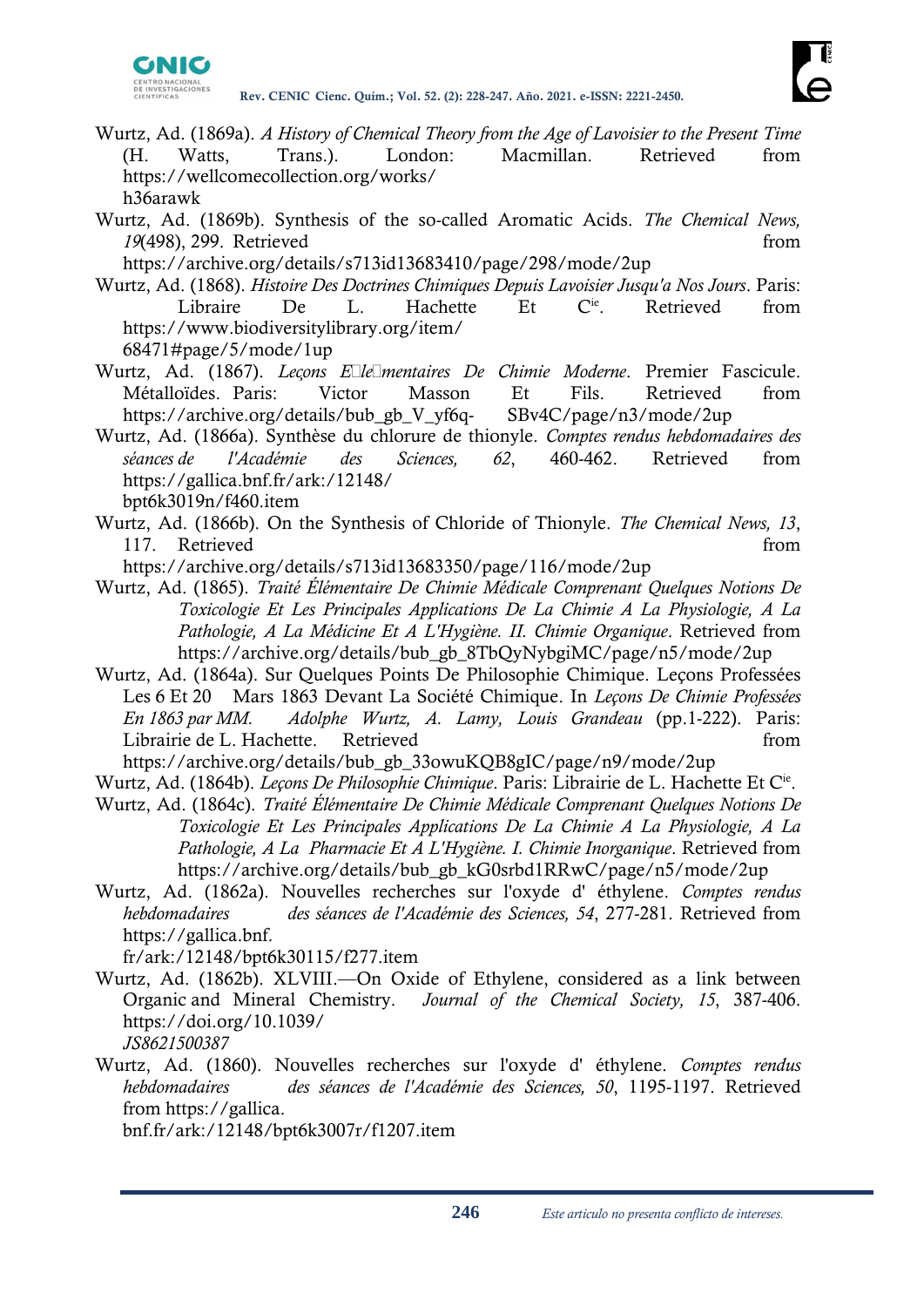Wurtz, Ad. (1869a). *A History of Chemical Theory from the Age of Lavoisier to the Present Time* (H. Watts, Trans.). London: Macmillan. Retrieved from https://wellcomecollection.org/works/h36arawk

Wurtz, Ad. (1869b). Synthesis of the so-called Aromatic Acids. *The Chemical News, 19*(498), 299. Retrieved from https://archive.org/details/s713id13683410/page/298/mode/2up

Wurtz, Ad. (1868). *Histoire Des Doctrines Chimiques Depuis Lavoisier Jusqu'a Nos Jours*. Paris: Libraire De L. Hachette Et C[ie]. Retrieved from https://www.biodiversitylibrary.org/item/68471#page/5/mode/1up

Wurtz, Ad. (1867). *Leçons E�le�mentaires De Chimie Moderne*. Premier Fascicule. Métalloïdes. Paris: Victor Masson Et Fils. Retrieved from https://archive.org/details/bub_gb_V_yf6q-SBv4C/page/n3/mode/2up

Wurtz, Ad. (1866a). Synthèse du chlorure de thionyle. *Comptes rendus hebdomadaires des séances de l'Académie des Sciences, 62*, 460-462. Retrieved from https://gallica.bnf.fr/ark:/12148/bpt6k3019n/f460.item

Wurtz, Ad. (1866b). On the Synthesis of Chloride of Thionyle. *The Chemical News, 13*, 117. Retrieved from https://archive.org/details/s713id13683350/page/116/mode/2up

Wurtz, Ad. (1865). *Traité Élémentaire De Chimie Médicale Comprenant Quelques Notions De Toxicologie Et Les Principales Applications De La Chimie A La Physiologie, A La Pathologie, A La Médicine Et A L'Hygiène. II. Chimie Organique*. Retrieved from https://archive.org/details/bub_gb_8TbQyNybgiMC/page/n5/mode/2up

Wurtz, Ad. (1864a). Sur Quelques Points De Philosophie Chimique. Leçons Professées Les 6 Et 20 Mars 1863 Devant La Société Chimique. In *Leçons De Chimie Professées En 1863 par MM. Adolphe Wurtz, A. Lamy, Louis Grandeau* (pp.1-222). Paris: Librairie de L. Hachette. Retrieved from https://archive.org/details/bub_gb_33owuKQB8gIC/page/n9/mode/2up

Wurtz, Ad. (1864b). *Leçons De Philosophie Chimique*. Paris: Librairie de L. Hachette Et C[ie].

Wurtz, Ad. (1864c). *Traité Élémentaire De Chimie Médicale Comprenant Quelques Notions De Toxicologie Et Les Principales Applications De La Chimie A La Physiologie, A La Pathologie, A La Pharmacie Et A L'Hygiène. I. Chimie Inorganique*. Retrieved from https://archive.org/details/bub_gb_kG0srbd1RRwC/page/n5/mode/2up

Wurtz, Ad. (1862a). Nouvelles recherches sur l'oxyde d' éthylene. *Comptes rendus hebdomadaires des séances de l'Académie des Sciences, 54*, 277-281. Retrieved from https://gallica.bnf.fr/ark:/12148/bpt6k30115/f277.item

Wurtz, Ad. (1862b). XLVIII.—On Oxide of Ethylene, considered as a link between Organic and Mineral Chemistry. *Journal of the Chemical Society, 15*, 387-406. https://doi.org/10.1039/JS8621500387

Wurtz, Ad. (1860). Nouvelles recherches sur l'oxyde d' éthylene. *Comptes rendus hebdomadaires des séances de l'Académie des Sciences, 50*, 1195-1197. Retrieved from https://gallica.bnf.fr/ark:/12148/bpt6k3007r/f1207.item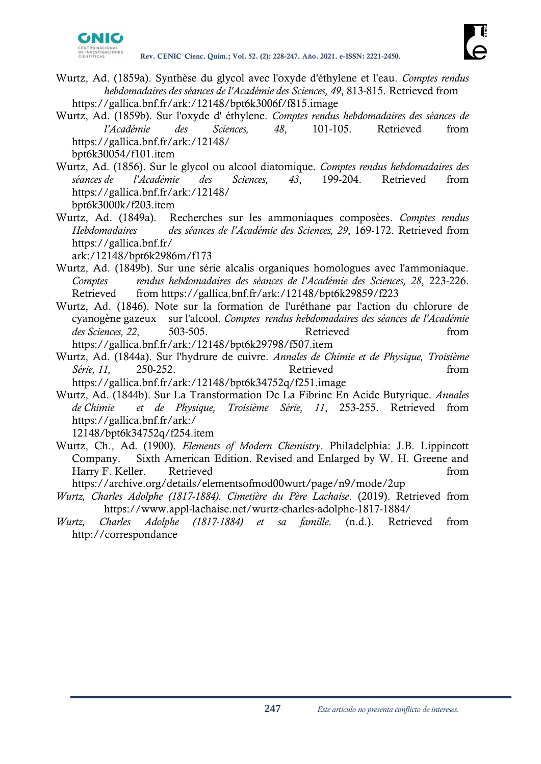Wurtz, Ad. (1859a). Synthèse du glycol avec l'oxyde d'éthylene et l'eau. *Comptes rendus hebdomadaires des séances de l'Académie des Sciences, 49*, 813-815. Retrieved from https://gallica.bnf.fr/ark:/12148/bpt6k3006f/f815.image

Wurtz, Ad. (1859b). Sur l'oxyde d' éthylene. *Comptes rendus hebdomadaires des séances de l'Académie des Sciences, 48*, 101-105. Retrieved from https://gallica.bnf.fr/ark:/12148/bpt6k30054/f101.item

Wurtz, Ad. (1856). Sur le glycol ou alcool diatomique. *Comptes rendus hebdomadaires des séances de l'Académie des Sciences, 43*, 199-204. Retrieved from https://gallica.bnf.fr/ark:/12148/bpt6k3000k/f203.item

Wurtz, Ad. (1849a). Recherches sur les ammoniaques composèes. *Comptes rendus Hebdomadaires des séances de l'Académie des Sciences, 29*, 169-172. Retrieved from https://gallica.bnf.fr/ark:/12148/bpt6k2986m/f173

Wurtz, Ad. (1849b). Sur une série alcalis organiques homologues avec l'ammoniaque. *Comptes rendus hebdomadaires des séances de l'Académie des Sciences, 28*, 223-226. Retrieved from https://gallica.bnf.fr/ark:/12148/bpt6k29859/f223

Wurtz, Ad. (1846). Note sur la formation de l'uréthane par l'action du chlorure de cyanogène gazeux sur l'alcool. *Comptes rendus hebdomadaires des séances de l'Académie des Sciences, 22*, 503-505. Retrieved from https://gallica.bnf.fr/ark:/12148/bpt6k29798/f507.item

Wurtz, Ad. (1844a). Sur l'hydrure de cuivre. *Annales de Chimie et de Physique, Troisième Série, 11,* 250-252. Retrieved from https://gallica.bnf.fr/ark:/12148/bpt6k34752q/f251.image

Wurtz, Ad. (1844b). Sur La Transformation De La Fibrine En Acide Butyrique. *Annales de Chimie et de Physique, Troisième Série, 11*, 253-255. Retrieved from https://gallica.bnf.fr/ark:/12148/bpt6k34752q/f254.item

Wurtz, Ch., Ad. (1900). *Elements of Modern Chemistry*. Philadelphia: J.B. Lippincott Company. Sixth American Edition. Revised and Enlarged by W. H. Greene and Harry F. Keller. Retrieved from https://archive.org/details/elementsofmod00wurt/page/n9/mode/2up

*Wurtz, Charles Adolphe (1817-1884). Cimetière du Père Lachaise*. (2019). Retrieved from https://www.appl-lachaise.net/wurtz-charles-adolphe-1817-1884/

*Wurtz, Charles Adolphe (1817-1884) et sa famille*. (n.d.). Retrieved from http://correspondance

*Este artículo no presenta conflicto de intereses.*